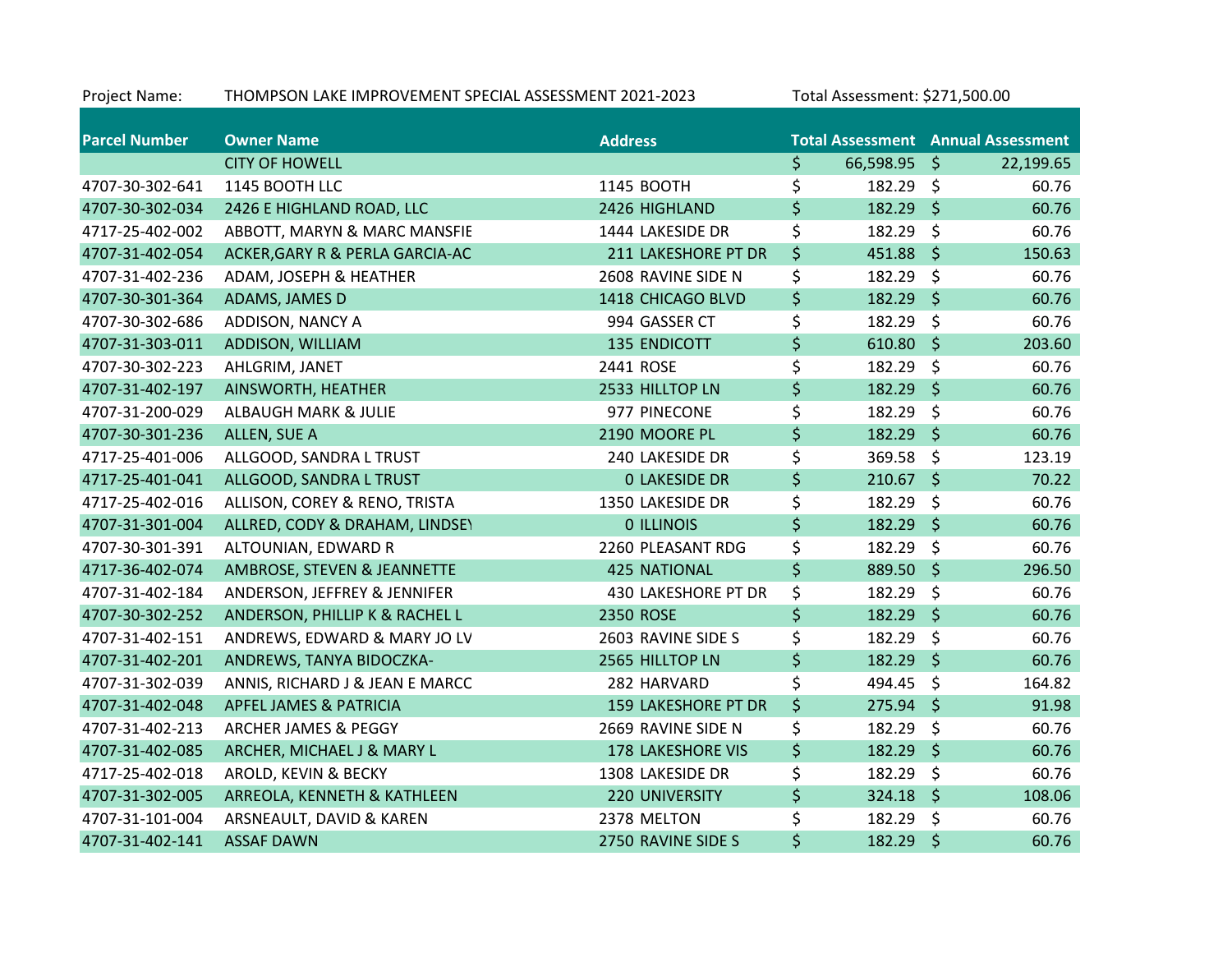Project Name: THOMPSON LAKE IMPROVEMENT SPECIAL ASSESSMENT 2021-2023 Total Assessment: $271,500.00

| Parcel Number | Owner Name | Address | Total Assessment | Annual Assessment |
|---|---|---|---|---|
| | CITY OF HOWELL | | $ 66,598.95 | $ 22,199.65 |
| 4707-30-302-641 | 1145 BOOTH LLC | 1145 BOOTH | $ 182.29 | $ 60.76 |
| 4707-30-302-034 | 2426 E HIGHLAND ROAD, LLC | 2426 HIGHLAND | $ 182.29 | $ 60.76 |
| 4717-25-402-002 | ABBOTT, MARYN & MARC MANSFIE | 1444 LAKESIDE DR | $ 182.29 | $ 60.76 |
| 4707-31-402-054 | ACKER,GARY R & PERLA GARCIA-AC | 211 LAKESHORE PT DR | $ 451.88 | $ 150.63 |
| 4707-31-402-236 | ADAM, JOSEPH & HEATHER | 2608 RAVINE SIDE N | $ 182.29 | $ 60.76 |
| 4707-30-301-364 | ADAMS, JAMES D | 1418 CHICAGO BLVD | $ 182.29 | $ 60.76 |
| 4707-30-302-686 | ADDISON, NANCY A | 994 GASSER CT | $ 182.29 | $ 60.76 |
| 4707-31-303-011 | ADDISON, WILLIAM | 135 ENDICOTT | $ 610.80 | $ 203.60 |
| 4707-30-302-223 | AHLGRIM, JANET | 2441 ROSE | $ 182.29 | $ 60.76 |
| 4707-31-402-197 | AINSWORTH, HEATHER | 2533 HILLTOP LN | $ 182.29 | $ 60.76 |
| 4707-31-200-029 | ALBAUGH MARK & JULIE | 977 PINECONE | $ 182.29 | $ 60.76 |
| 4707-30-301-236 | ALLEN, SUE A | 2190 MOORE PL | $ 182.29 | $ 60.76 |
| 4717-25-401-006 | ALLGOOD, SANDRA L TRUST | 240 LAKESIDE DR | $ 369.58 | $ 123.19 |
| 4717-25-401-041 | ALLGOOD, SANDRA L TRUST | 0 LAKESIDE DR | $ 210.67 | $ 70.22 |
| 4717-25-402-016 | ALLISON, COREY & RENO, TRISTA | 1350 LAKESIDE DR | $ 182.29 | $ 60.76 |
| 4707-31-301-004 | ALLRED, CODY & DRAHAM, LINDSEY | 0 ILLINOIS | $ 182.29 | $ 60.76 |
| 4707-30-301-391 | ALTOUNIAN, EDWARD R | 2260 PLEASANT RDG | $ 182.29 | $ 60.76 |
| 4717-36-402-074 | AMBROSE, STEVEN & JEANNETTE | 425 NATIONAL | $ 889.50 | $ 296.50 |
| 4707-31-402-184 | ANDERSON, JEFFREY & JENNIFER | 430 LAKESHORE PT DR | $ 182.29 | $ 60.76 |
| 4707-30-302-252 | ANDERSON, PHILLIP K & RACHEL L | 2350 ROSE | $ 182.29 | $ 60.76 |
| 4707-31-402-151 | ANDREWS, EDWARD & MARY JO LV | 2603 RAVINE SIDE S | $ 182.29 | $ 60.76 |
| 4707-31-402-201 | ANDREWS, TANYA BIDOCZKA- | 2565 HILLTOP LN | $ 182.29 | $ 60.76 |
| 4707-31-302-039 | ANNIS, RICHARD J & JEAN E MARCC | 282 HARVARD | $ 494.45 | $ 164.82 |
| 4707-31-402-048 | APFEL JAMES & PATRICIA | 159 LAKESHORE PT DR | $ 275.94 | $ 91.98 |
| 4707-31-402-213 | ARCHER JAMES & PEGGY | 2669 RAVINE SIDE N | $ 182.29 | $ 60.76 |
| 4707-31-402-085 | ARCHER, MICHAEL J & MARY L | 178 LAKESHORE VIS | $ 182.29 | $ 60.76 |
| 4717-25-402-018 | AROLD, KEVIN & BECKY | 1308 LAKESIDE DR | $ 182.29 | $ 60.76 |
| 4707-31-302-005 | ARREOLA, KENNETH & KATHLEEN | 220 UNIVERSITY | $ 324.18 | $ 108.06 |
| 4707-31-101-004 | ARSNEAULT, DAVID & KAREN | 2378 MELTON | $ 182.29 | $ 60.76 |
| 4707-31-402-141 | ASSAF DAWN | 2750 RAVINE SIDE S | $ 182.29 | $ 60.76 |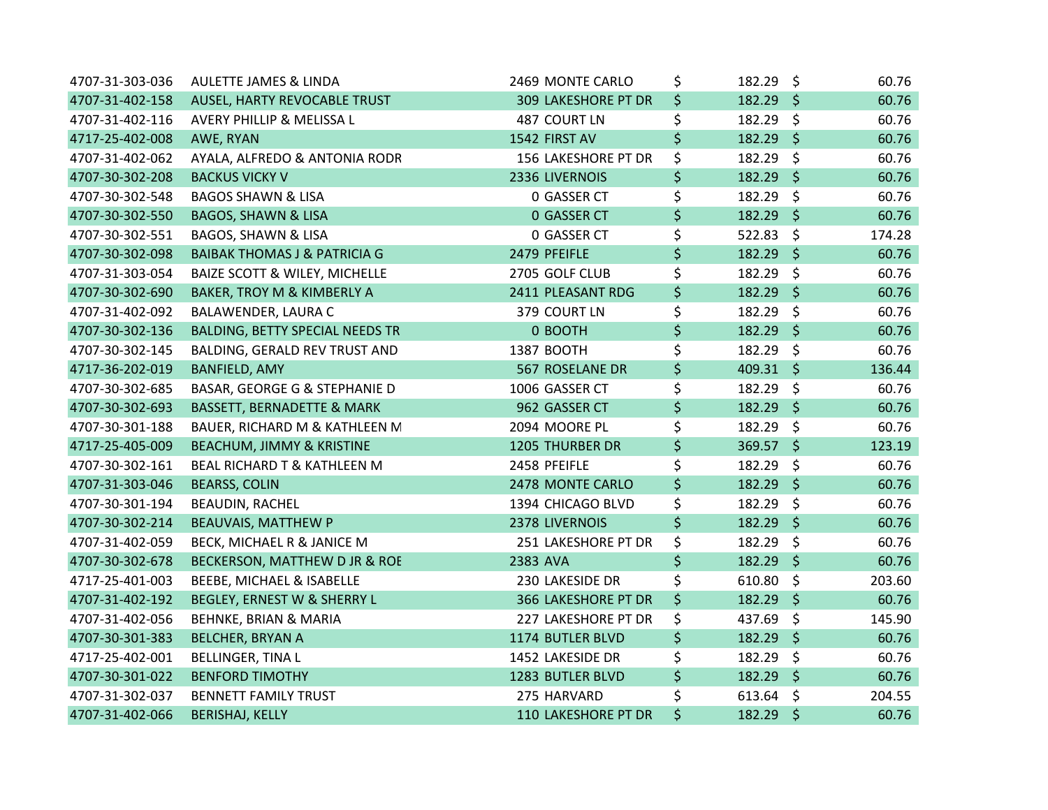| | | | | | | |
|---|---|---|---|---|---|---|
| 4707-31-303-036 | AULETTE JAMES & LINDA | 2469 MONTE CARLO | $ | 182.29 | $ | 60.76 |
| 4707-31-402-158 | AUSEL, HARTY REVOCABLE TRUST | 309 LAKESHORE PT DR | $ | 182.29 | $ | 60.76 |
| 4707-31-402-116 | AVERY PHILLIP & MELISSA L | 487 COURT LN | $ | 182.29 | $ | 60.76 |
| 4717-25-402-008 | AWE, RYAN | 1542 FIRST AV | $ | 182.29 | $ | 60.76 |
| 4707-31-402-062 | AYALA, ALFREDO & ANTONIA RODR | 156 LAKESHORE PT DR | $ | 182.29 | $ | 60.76 |
| 4707-30-302-208 | BACKUS VICKY V | 2336 LIVERNOIS | $ | 182.29 | $ | 60.76 |
| 4707-30-302-548 | BAGOS SHAWN & LISA | 0 GASSER CT | $ | 182.29 | $ | 60.76 |
| 4707-30-302-550 | BAGOS, SHAWN & LISA | 0 GASSER CT | $ | 182.29 | $ | 60.76 |
| 4707-30-302-551 | BAGOS, SHAWN & LISA | 0 GASSER CT | $ | 522.83 | $ | 174.28 |
| 4707-30-302-098 | BAIBAK THOMAS J & PATRICIA G | 2479 PFEIFLE | $ | 182.29 | $ | 60.76 |
| 4707-31-303-054 | BAIZE SCOTT & WILEY, MICHELLE | 2705 GOLF CLUB | $ | 182.29 | $ | 60.76 |
| 4707-30-302-690 | BAKER, TROY M & KIMBERLY A | 2411 PLEASANT RDG | $ | 182.29 | $ | 60.76 |
| 4707-31-402-092 | BALAWENDER, LAURA C | 379 COURT LN | $ | 182.29 | $ | 60.76 |
| 4707-30-302-136 | BALDING, BETTY SPECIAL NEEDS TR | 0 BOOTH | $ | 182.29 | $ | 60.76 |
| 4707-30-302-145 | BALDING, GERALD REV TRUST AND | 1387 BOOTH | $ | 182.29 | $ | 60.76 |
| 4717-36-202-019 | BANFIELD, AMY | 567 ROSELANE DR | $ | 409.31 | $ | 136.44 |
| 4707-30-302-685 | BASAR, GEORGE G & STEPHANIE D | 1006 GASSER CT | $ | 182.29 | $ | 60.76 |
| 4707-30-302-693 | BASSETT, BERNADETTE & MARK | 962 GASSER CT | $ | 182.29 | $ | 60.76 |
| 4707-30-301-188 | BAUER, RICHARD M & KATHLEEN M | 2094 MOORE PL | $ | 182.29 | $ | 60.76 |
| 4717-25-405-009 | BEACHUM, JIMMY & KRISTINE | 1205 THURBER DR | $ | 369.57 | $ | 123.19 |
| 4707-30-302-161 | BEAL RICHARD T & KATHLEEN M | 2458 PFEIFLE | $ | 182.29 | $ | 60.76 |
| 4707-31-303-046 | BEARSS, COLIN | 2478 MONTE CARLO | $ | 182.29 | $ | 60.76 |
| 4707-30-301-194 | BEAUDIN, RACHEL | 1394 CHICAGO BLVD | $ | 182.29 | $ | 60.76 |
| 4707-30-302-214 | BEAUVAIS, MATTHEW P | 2378 LIVERNOIS | $ | 182.29 | $ | 60.76 |
| 4707-31-402-059 | BECK, MICHAEL R & JANICE M | 251 LAKESHORE PT DR | $ | 182.29 | $ | 60.76 |
| 4707-30-302-678 | BECKERSON, MATTHEW D JR & ROE | 2383 AVA | $ | 182.29 | $ | 60.76 |
| 4717-25-401-003 | BEEBE, MICHAEL & ISABELLE | 230 LAKESIDE DR | $ | 610.80 | $ | 203.60 |
| 4707-31-402-192 | BEGLEY, ERNEST W & SHERRY L | 366 LAKESHORE PT DR | $ | 182.29 | $ | 60.76 |
| 4707-31-402-056 | BEHNKE, BRIAN & MARIA | 227 LAKESHORE PT DR | $ | 437.69 | $ | 145.90 |
| 4707-30-301-383 | BELCHER, BRYAN A | 1174 BUTLER BLVD | $ | 182.29 | $ | 60.76 |
| 4717-25-402-001 | BELLINGER, TINA L | 1452 LAKESIDE DR | $ | 182.29 | $ | 60.76 |
| 4707-30-301-022 | BENFORD TIMOTHY | 1283 BUTLER BLVD | $ | 182.29 | $ | 60.76 |
| 4707-31-302-037 | BENNETT FAMILY TRUST | 275 HARVARD | $ | 613.64 | $ | 204.55 |
| 4707-31-402-066 | BERISHAJ, KELLY | 110 LAKESHORE PT DR | $ | 182.29 | $ | 60.76 |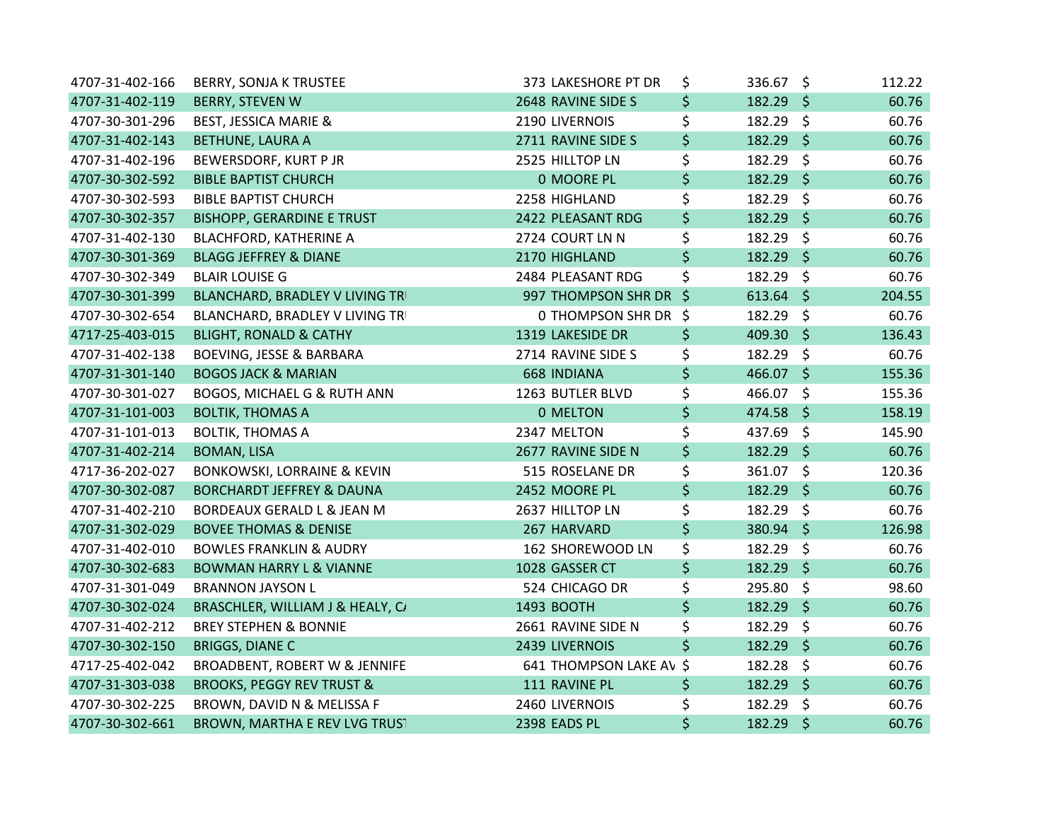| | | | | |
|---|---|---|---|---|
| 4707-31-402-166 | BERRY, SONJA K TRUSTEE | 373 LAKESHORE PT DR | $ 336.67 | $ 112.22 |
| 4707-31-402-119 | BERRY, STEVEN W | 2648 RAVINE SIDE S | $ 182.29 | $ 60.76 |
| 4707-30-301-296 | BEST, JESSICA MARIE & | 2190 LIVERNOIS | $ 182.29 | $ 60.76 |
| 4707-31-402-143 | BETHUNE, LAURA A | 2711 RAVINE SIDE S | $ 182.29 | $ 60.76 |
| 4707-31-402-196 | BEWERSDORF, KURT P JR | 2525 HILLTOP LN | $ 182.29 | $ 60.76 |
| 4707-30-302-592 | BIBLE BAPTIST CHURCH | 0 MOORE PL | $ 182.29 | $ 60.76 |
| 4707-30-302-593 | BIBLE BAPTIST CHURCH | 2258 HIGHLAND | $ 182.29 | $ 60.76 |
| 4707-30-302-357 | BISHOPP, GERARDINE E TRUST | 2422 PLEASANT RDG | $ 182.29 | $ 60.76 |
| 4707-31-402-130 | BLACHFORD, KATHERINE A | 2724 COURT LN N | $ 182.29 | $ 60.76 |
| 4707-30-301-369 | BLAGG JEFFREY & DIANE | 2170 HIGHLAND | $ 182.29 | $ 60.76 |
| 4707-30-302-349 | BLAIR LOUISE G | 2484 PLEASANT RDG | $ 182.29 | $ 60.76 |
| 4707-30-301-399 | BLANCHARD, BRADLEY V LIVING TR | 997 THOMPSON SHR DR | $ 613.64 | $ 204.55 |
| 4707-30-302-654 | BLANCHARD, BRADLEY V LIVING TR | 0 THOMPSON SHR DR | $ 182.29 | $ 60.76 |
| 4717-25-403-015 | BLIGHT, RONALD & CATHY | 1319 LAKESIDE DR | $ 409.30 | $ 136.43 |
| 4707-31-402-138 | BOEVING, JESSE & BARBARA | 2714 RAVINE SIDE S | $ 182.29 | $ 60.76 |
| 4707-31-301-140 | BOGOS JACK & MARIAN | 668 INDIANA | $ 466.07 | $ 155.36 |
| 4707-30-301-027 | BOGOS, MICHAEL G & RUTH ANN | 1263 BUTLER BLVD | $ 466.07 | $ 155.36 |
| 4707-31-101-003 | BOLTIK, THOMAS A | 0 MELTON | $ 474.58 | $ 158.19 |
| 4707-31-101-013 | BOLTIK, THOMAS A | 2347 MELTON | $ 437.69 | $ 145.90 |
| 4707-31-402-214 | BOMAN, LISA | 2677 RAVINE SIDE N | $ 182.29 | $ 60.76 |
| 4717-36-202-027 | BONKOWSKI, LORRAINE & KEVIN | 515 ROSELANE DR | $ 361.07 | $ 120.36 |
| 4707-30-302-087 | BORCHARDT JEFFREY & DAUNA | 2452 MOORE PL | $ 182.29 | $ 60.76 |
| 4707-31-402-210 | BORDEAUX GERALD L & JEAN M | 2637 HILLTOP LN | $ 182.29 | $ 60.76 |
| 4707-31-302-029 | BOVEE THOMAS & DENISE | 267 HARVARD | $ 380.94 | $ 126.98 |
| 4707-31-402-010 | BOWLES FRANKLIN & AUDRY | 162 SHOREWOOD LN | $ 182.29 | $ 60.76 |
| 4707-30-302-683 | BOWMAN HARRY L & VIANNE | 1028 GASSER CT | $ 182.29 | $ 60.76 |
| 4707-31-301-049 | BRANNON JAYSON L | 524 CHICAGO DR | $ 295.80 | $ 98.60 |
| 4707-30-302-024 | BRASCHLER, WILLIAM J & HEALY, C | 1493 BOOTH | $ 182.29 | $ 60.76 |
| 4707-31-402-212 | BREY STEPHEN & BONNIE | 2661 RAVINE SIDE N | $ 182.29 | $ 60.76 |
| 4707-30-302-150 | BRIGGS, DIANE C | 2439 LIVERNOIS | $ 182.29 | $ 60.76 |
| 4717-25-402-042 | BROADBENT, ROBERT W & JENNIFE | 641 THOMPSON LAKE AV | $ 182.28 | $ 60.76 |
| 4707-31-303-038 | BROOKS, PEGGY REV TRUST & | 111 RAVINE PL | $ 182.29 | $ 60.76 |
| 4707-30-302-225 | BROWN, DAVID N & MELISSA F | 2460 LIVERNOIS | $ 182.29 | $ 60.76 |
| 4707-30-302-661 | BROWN, MARTHA E REV LVG TRUST | 2398 EADS PL | $ 182.29 | $ 60.76 |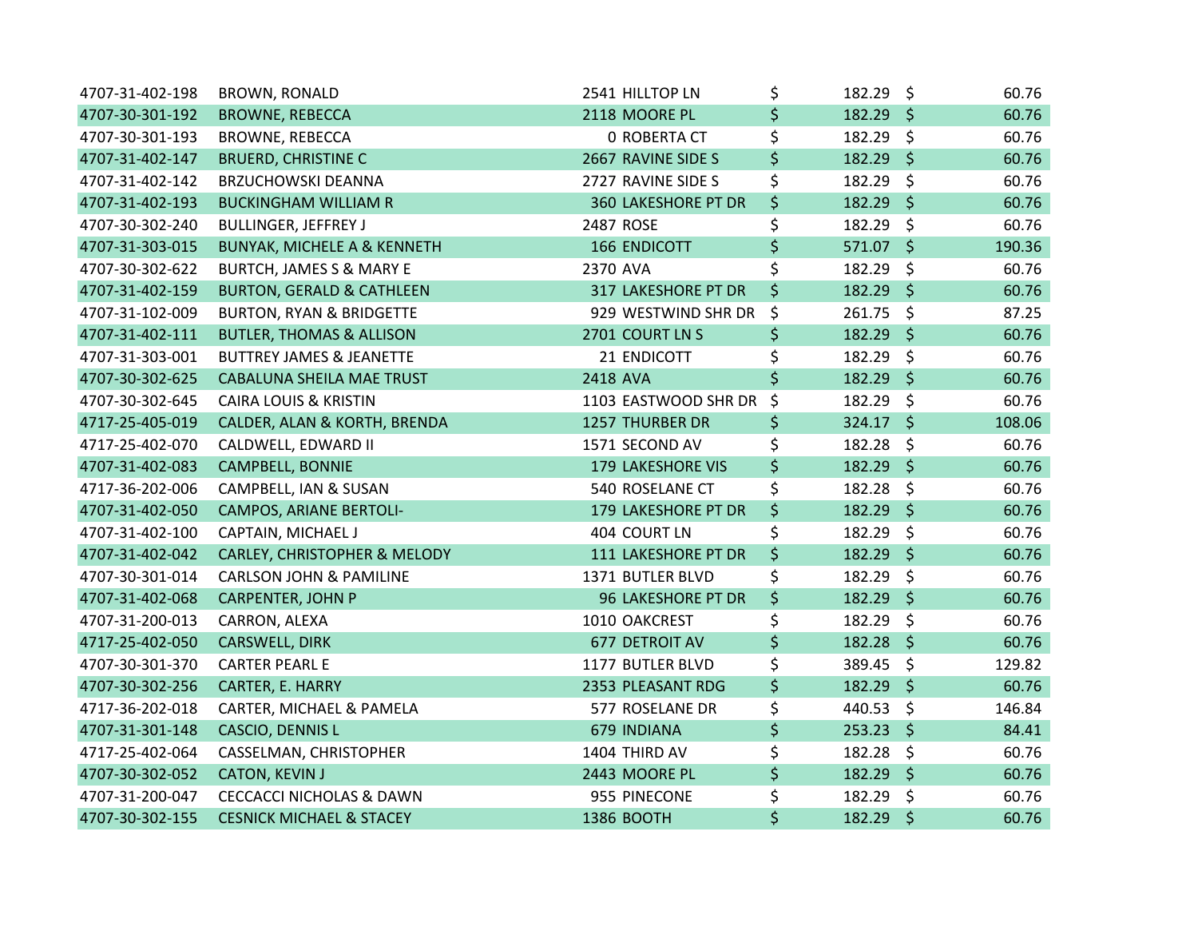| | | | | |
|---|---|---|---|---|
| 4707-31-402-198 | BROWN, RONALD | 2541 HILLTOP LN | $ 182.29 | $ 60.76 |
| 4707-30-301-192 | BROWNE, REBECCA | 2118 MOORE PL | $ 182.29 | $ 60.76 |
| 4707-30-301-193 | BROWNE, REBECCA | 0 ROBERTA CT | $ 182.29 | $ 60.76 |
| 4707-31-402-147 | BRUERD, CHRISTINE C | 2667 RAVINE SIDE S | $ 182.29 | $ 60.76 |
| 4707-31-402-142 | BRZUCHOWSKI DEANNA | 2727 RAVINE SIDE S | $ 182.29 | $ 60.76 |
| 4707-31-402-193 | BUCKINGHAM WILLIAM R | 360 LAKESHORE PT DR | $ 182.29 | $ 60.76 |
| 4707-30-302-240 | BULLINGER, JEFFREY J | 2487 ROSE | $ 182.29 | $ 60.76 |
| 4707-31-303-015 | BUNYAK, MICHELE A & KENNETH | 166 ENDICOTT | $ 571.07 | $ 190.36 |
| 4707-30-302-622 | BURTCH, JAMES S & MARY E | 2370 AVA | $ 182.29 | $ 60.76 |
| 4707-31-402-159 | BURTON, GERALD & CATHLEEN | 317 LAKESHORE PT DR | $ 182.29 | $ 60.76 |
| 4707-31-102-009 | BURTON, RYAN & BRIDGETTE | 929 WESTWIND SHR DR | $ 261.75 | $ 87.25 |
| 4707-31-402-111 | BUTLER, THOMAS & ALLISON | 2701 COURT LN S | $ 182.29 | $ 60.76 |
| 4707-31-303-001 | BUTTREY JAMES & JEANETTE | 21 ENDICOTT | $ 182.29 | $ 60.76 |
| 4707-30-302-625 | CABALUNA SHEILA MAE TRUST | 2418 AVA | $ 182.29 | $ 60.76 |
| 4707-30-302-645 | CAIRA LOUIS & KRISTIN | 1103 EASTWOOD SHR DR | $ 182.29 | $ 60.76 |
| 4717-25-405-019 | CALDER, ALAN & KORTH, BRENDA | 1257 THURBER DR | $ 324.17 | $ 108.06 |
| 4717-25-402-070 | CALDWELL, EDWARD II | 1571 SECOND AV | $ 182.28 | $ 60.76 |
| 4707-31-402-083 | CAMPBELL, BONNIE | 179 LAKESHORE VIS | $ 182.29 | $ 60.76 |
| 4717-36-202-006 | CAMPBELL, IAN & SUSAN | 540 ROSELANE CT | $ 182.28 | $ 60.76 |
| 4707-31-402-050 | CAMPOS, ARIANE BERTOLI- | 179 LAKESHORE PT DR | $ 182.29 | $ 60.76 |
| 4707-31-402-100 | CAPTAIN, MICHAEL J | 404 COURT LN | $ 182.29 | $ 60.76 |
| 4707-31-402-042 | CARLEY, CHRISTOPHER & MELODY | 111 LAKESHORE PT DR | $ 182.29 | $ 60.76 |
| 4707-30-301-014 | CARLSON JOHN & PAMILINE | 1371 BUTLER BLVD | $ 182.29 | $ 60.76 |
| 4707-31-402-068 | CARPENTER, JOHN P | 96 LAKESHORE PT DR | $ 182.29 | $ 60.76 |
| 4707-31-200-013 | CARRON, ALEXA | 1010 OAKCREST | $ 182.29 | $ 60.76 |
| 4717-25-402-050 | CARSWELL, DIRK | 677 DETROIT AV | $ 182.28 | $ 60.76 |
| 4707-30-301-370 | CARTER PEARL E | 1177 BUTLER BLVD | $ 389.45 | $ 129.82 |
| 4707-30-302-256 | CARTER, E. HARRY | 2353 PLEASANT RDG | $ 182.29 | $ 60.76 |
| 4717-36-202-018 | CARTER, MICHAEL & PAMELA | 577 ROSELANE DR | $ 440.53 | $ 146.84 |
| 4707-31-301-148 | CASCIO, DENNIS L | 679 INDIANA | $ 253.23 | $ 84.41 |
| 4717-25-402-064 | CASSELMAN, CHRISTOPHER | 1404 THIRD AV | $ 182.28 | $ 60.76 |
| 4707-30-302-052 | CATON, KEVIN J | 2443 MOORE PL | $ 182.29 | $ 60.76 |
| 4707-31-200-047 | CECCACCI NICHOLAS & DAWN | 955 PINECONE | $ 182.29 | $ 60.76 |
| 4707-30-302-155 | CESNICK MICHAEL & STACEY | 1386 BOOTH | $ 182.29 | $ 60.76 |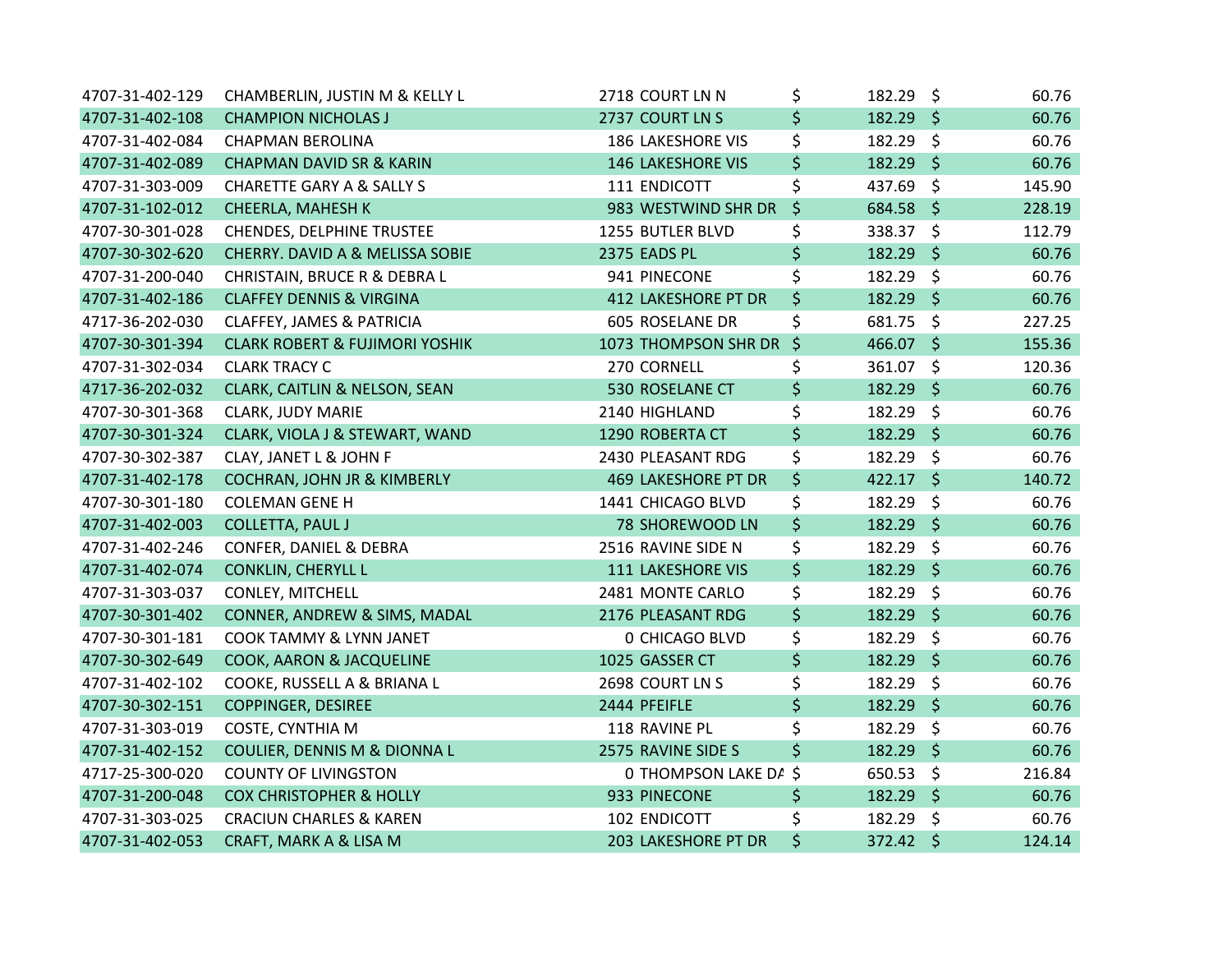| | | | | | | |
|---|---|---|---|---|---|---|
| 4707-31-402-129 | CHAMBERLIN, JUSTIN M & KELLY L | 2718 COURT LN N | $ | 182.29 | $ | 60.76 |
| 4707-31-402-108 | CHAMPION NICHOLAS J | 2737 COURT LN S | $ | 182.29 | $ | 60.76 |
| 4707-31-402-084 | CHAPMAN BEROLINA | 186 LAKESHORE VIS | $ | 182.29 | $ | 60.76 |
| 4707-31-402-089 | CHAPMAN DAVID SR & KARIN | 146 LAKESHORE VIS | $ | 182.29 | $ | 60.76 |
| 4707-31-303-009 | CHARETTE GARY A & SALLY S | 111 ENDICOTT | $ | 437.69 | $ | 145.90 |
| 4707-31-102-012 | CHEERLA, MAHESH K | 983 WESTWIND SHR DR | $ | 684.58 | $ | 228.19 |
| 4707-30-301-028 | CHENDES, DELPHINE TRUSTEE | 1255 BUTLER BLVD | $ | 338.37 | $ | 112.79 |
| 4707-30-302-620 | CHERRY. DAVID A & MELISSA SOBIE | 2375 EADS PL | $ | 182.29 | $ | 60.76 |
| 4707-31-200-040 | CHRISTAIN, BRUCE R & DEBRA L | 941 PINECONE | $ | 182.29 | $ | 60.76 |
| 4707-31-402-186 | CLAFFEY DENNIS & VIRGINA | 412 LAKESHORE PT DR | $ | 182.29 | $ | 60.76 |
| 4717-36-202-030 | CLAFFEY, JAMES & PATRICIA | 605 ROSELANE DR | $ | 681.75 | $ | 227.25 |
| 4707-30-301-394 | CLARK ROBERT & FUJIMORI YOSHIK | 1073 THOMPSON SHR DR | $ | 466.07 | $ | 155.36 |
| 4707-31-302-034 | CLARK TRACY C | 270 CORNELL | $ | 361.07 | $ | 120.36 |
| 4717-36-202-032 | CLARK, CAITLIN & NELSON, SEAN | 530 ROSELANE CT | $ | 182.29 | $ | 60.76 |
| 4707-30-301-368 | CLARK, JUDY MARIE | 2140 HIGHLAND | $ | 182.29 | $ | 60.76 |
| 4707-30-301-324 | CLARK, VIOLA J & STEWART, WAND | 1290 ROBERTA CT | $ | 182.29 | $ | 60.76 |
| 4707-30-302-387 | CLAY, JANET L & JOHN F | 2430 PLEASANT RDG | $ | 182.29 | $ | 60.76 |
| 4707-31-402-178 | COCHRAN, JOHN JR & KIMBERLY | 469 LAKESHORE PT DR | $ | 422.17 | $ | 140.72 |
| 4707-30-301-180 | COLEMAN GENE H | 1441 CHICAGO BLVD | $ | 182.29 | $ | 60.76 |
| 4707-31-402-003 | COLLETTA, PAUL J | 78 SHOREWOOD LN | $ | 182.29 | $ | 60.76 |
| 4707-31-402-246 | CONFER, DANIEL & DEBRA | 2516 RAVINE SIDE N | $ | 182.29 | $ | 60.76 |
| 4707-31-402-074 | CONKLIN, CHERYLL L | 111 LAKESHORE VIS | $ | 182.29 | $ | 60.76 |
| 4707-31-303-037 | CONLEY, MITCHELL | 2481 MONTE CARLO | $ | 182.29 | $ | 60.76 |
| 4707-30-301-402 | CONNER, ANDREW & SIMS, MADAL | 2176 PLEASANT RDG | $ | 182.29 | $ | 60.76 |
| 4707-30-301-181 | COOK TAMMY & LYNN JANET | 0 CHICAGO BLVD | $ | 182.29 | $ | 60.76 |
| 4707-30-302-649 | COOK, AARON & JACQUELINE | 1025 GASSER CT | $ | 182.29 | $ | 60.76 |
| 4707-31-402-102 | COOKE, RUSSELL A & BRIANA L | 2698 COURT LN S | $ | 182.29 | $ | 60.76 |
| 4707-30-302-151 | COPPINGER, DESIREE | 2444 PFEIFLE | $ | 182.29 | $ | 60.76 |
| 4707-31-303-019 | COSTE, CYNTHIA M | 118 RAVINE PL | $ | 182.29 | $ | 60.76 |
| 4707-31-402-152 | COULIER, DENNIS M & DIONNA L | 2575 RAVINE SIDE S | $ | 182.29 | $ | 60.76 |
| 4717-25-300-020 | COUNTY OF LIVINGSTON | 0 THOMPSON LAKE DA | $ | 650.53 | $ | 216.84 |
| 4707-31-200-048 | COX CHRISTOPHER & HOLLY | 933 PINECONE | $ | 182.29 | $ | 60.76 |
| 4707-31-303-025 | CRACIUN CHARLES & KAREN | 102 ENDICOTT | $ | 182.29 | $ | 60.76 |
| 4707-31-402-053 | CRAFT, MARK A & LISA M | 203 LAKESHORE PT DR | $ | 372.42 | $ | 124.14 |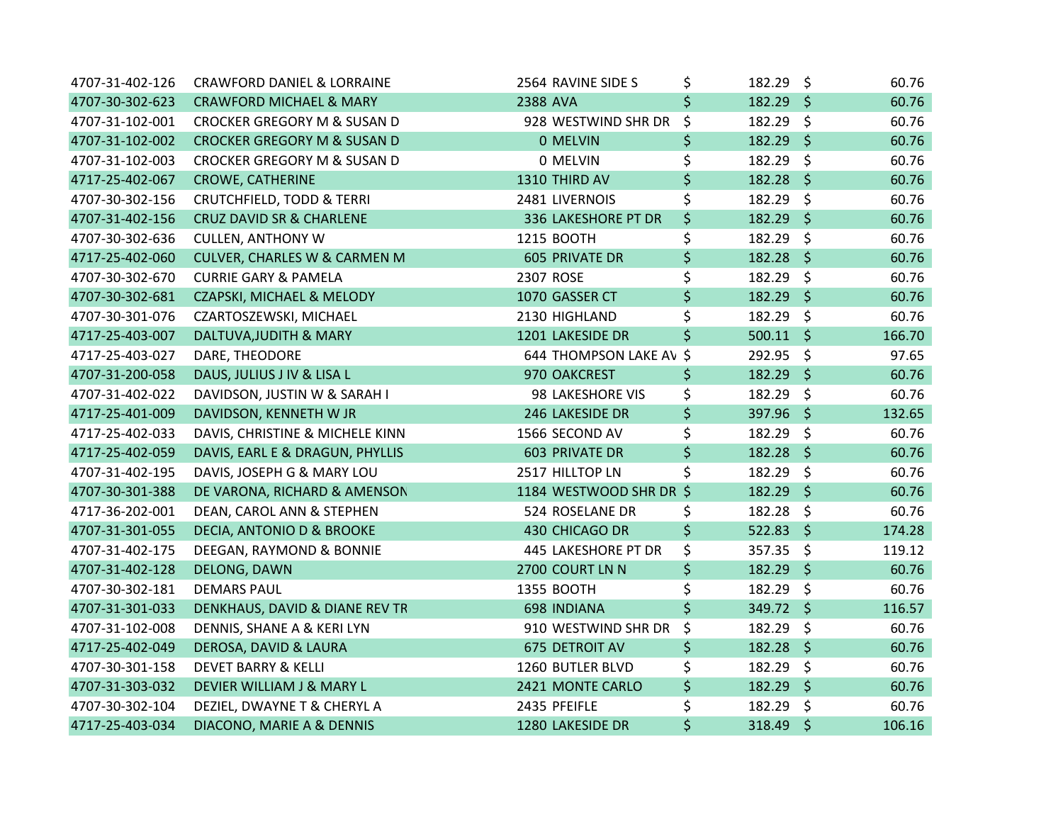| | | | | | | |
|---|---|---|---|---|---|---|
| 4707-31-402-126 | CRAWFORD DANIEL & LORRAINE | 2564 RAVINE SIDE S | $ | 182.29 | $ | 60.76 |
| 4707-30-302-623 | CRAWFORD MICHAEL & MARY | 2388 AVA | $ | 182.29 | $ | 60.76 |
| 4707-31-102-001 | CROCKER GREGORY M & SUSAN D | 928 WESTWIND SHR DR | $ | 182.29 | $ | 60.76 |
| 4707-31-102-002 | CROCKER GREGORY M & SUSAN D | 0 MELVIN | $ | 182.29 | $ | 60.76 |
| 4707-31-102-003 | CROCKER GREGORY M & SUSAN D | 0 MELVIN | $ | 182.29 | $ | 60.76 |
| 4717-25-402-067 | CROWE, CATHERINE | 1310 THIRD AV | $ | 182.28 | $ | 60.76 |
| 4707-30-302-156 | CRUTCHFIELD, TODD & TERRI | 2481 LIVERNOIS | $ | 182.29 | $ | 60.76 |
| 4707-31-402-156 | CRUZ DAVID SR & CHARLENE | 336 LAKESHORE PT DR | $ | 182.29 | $ | 60.76 |
| 4707-30-302-636 | CULLEN, ANTHONY W | 1215 BOOTH | $ | 182.29 | $ | 60.76 |
| 4717-25-402-060 | CULVER, CHARLES W & CARMEN M | 605 PRIVATE DR | $ | 182.28 | $ | 60.76 |
| 4707-30-302-670 | CURRIE GARY & PAMELA | 2307 ROSE | $ | 182.29 | $ | 60.76 |
| 4707-30-302-681 | CZAPSKI, MICHAEL & MELODY | 1070 GASSER CT | $ | 182.29 | $ | 60.76 |
| 4707-30-301-076 | CZARTOSZEWSKI, MICHAEL | 2130 HIGHLAND | $ | 182.29 | $ | 60.76 |
| 4717-25-403-007 | DALTUVA,JUDITH & MARY | 1201 LAKESIDE DR | $ | 500.11 | $ | 166.70 |
| 4717-25-403-027 | DARE, THEODORE | 644 THOMPSON LAKE AV | $ | 292.95 | $ | 97.65 |
| 4707-31-200-058 | DAUS, JULIUS J IV & LISA L | 970 OAKCREST | $ | 182.29 | $ | 60.76 |
| 4707-31-402-022 | DAVIDSON, JUSTIN W & SARAH I | 98 LAKESHORE VIS | $ | 182.29 | $ | 60.76 |
| 4717-25-401-009 | DAVIDSON, KENNETH W JR | 246 LAKESIDE DR | $ | 397.96 | $ | 132.65 |
| 4717-25-402-033 | DAVIS, CHRISTINE & MICHELE KINN | 1566 SECOND AV | $ | 182.29 | $ | 60.76 |
| 4717-25-402-059 | DAVIS, EARL E & DRAGUN, PHYLLIS | 603 PRIVATE DR | $ | 182.28 | $ | 60.76 |
| 4707-31-402-195 | DAVIS, JOSEPH G & MARY LOU | 2517 HILLTOP LN | $ | 182.29 | $ | 60.76 |
| 4707-30-301-388 | DE VARONA, RICHARD & AMENSON | 1184 WESTWOOD SHR DR | $ | 182.29 | $ | 60.76 |
| 4717-36-202-001 | DEAN, CAROL ANN & STEPHEN | 524 ROSELANE DR | $ | 182.28 | $ | 60.76 |
| 4707-31-301-055 | DECIA, ANTONIO D & BROOKE | 430 CHICAGO DR | $ | 522.83 | $ | 174.28 |
| 4707-31-402-175 | DEEGAN, RAYMOND & BONNIE | 445 LAKESHORE PT DR | $ | 357.35 | $ | 119.12 |
| 4707-31-402-128 | DELONG, DAWN | 2700 COURT LN N | $ | 182.29 | $ | 60.76 |
| 4707-30-302-181 | DEMARS PAUL | 1355 BOOTH | $ | 182.29 | $ | 60.76 |
| 4707-31-301-033 | DENKHAUS, DAVID & DIANE REV TR | 698 INDIANA | $ | 349.72 | $ | 116.57 |
| 4707-31-102-008 | DENNIS, SHANE A & KERI LYN | 910 WESTWIND SHR DR | $ | 182.29 | $ | 60.76 |
| 4717-25-402-049 | DEROSA, DAVID & LAURA | 675 DETROIT AV | $ | 182.28 | $ | 60.76 |
| 4707-30-301-158 | DEVET BARRY & KELLI | 1260 BUTLER BLVD | $ | 182.29 | $ | 60.76 |
| 4707-31-303-032 | DEVIER WILLIAM J & MARY L | 2421 MONTE CARLO | $ | 182.29 | $ | 60.76 |
| 4707-30-302-104 | DEZIEL, DWAYNE T & CHERYL A | 2435 PFEIFLE | $ | 182.29 | $ | 60.76 |
| 4717-25-403-034 | DIACONO, MARIE A & DENNIS | 1280 LAKESIDE DR | $ | 318.49 | $ | 106.16 |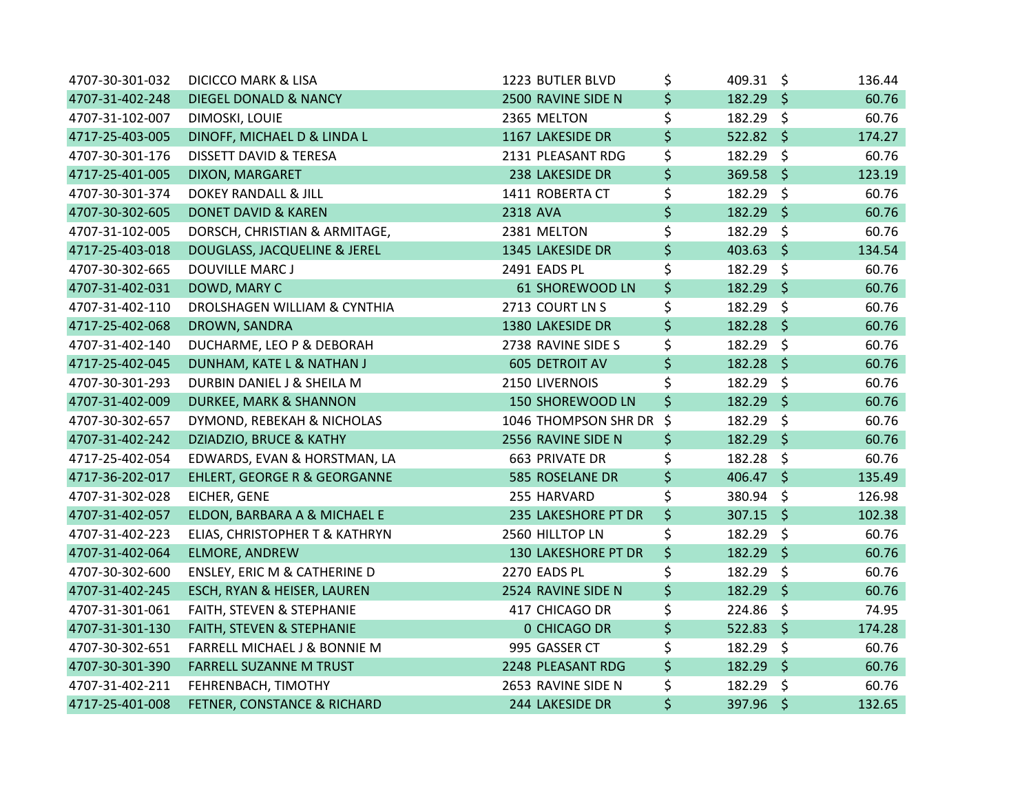| | | | | |
|---|---|---|---|---|
| 4707-30-301-032 | DICICCO MARK & LISA | 1223 BUTLER BLVD | $ 409.31 | $ 136.44 |
| 4707-31-402-248 | DIEGEL DONALD & NANCY | 2500 RAVINE SIDE N | $ 182.29 | $ 60.76 |
| 4707-31-102-007 | DIMOSKI, LOUIE | 2365 MELTON | $ 182.29 | $ 60.76 |
| 4717-25-403-005 | DINOFF, MICHAEL D & LINDA L | 1167 LAKESIDE DR | $ 522.82 | $ 174.27 |
| 4707-30-301-176 | DISSETT DAVID & TERESA | 2131 PLEASANT RDG | $ 182.29 | $ 60.76 |
| 4717-25-401-005 | DIXON, MARGARET | 238 LAKESIDE DR | $ 369.58 | $ 123.19 |
| 4707-30-301-374 | DOKEY RANDALL & JILL | 1411 ROBERTA CT | $ 182.29 | $ 60.76 |
| 4707-30-302-605 | DONET DAVID & KAREN | 2318 AVA | $ 182.29 | $ 60.76 |
| 4707-31-102-005 | DORSCH, CHRISTIAN & ARMITAGE, | 2381 MELTON | $ 182.29 | $ 60.76 |
| 4717-25-403-018 | DOUGLASS, JACQUELINE & JEREL | 1345 LAKESIDE DR | $ 403.63 | $ 134.54 |
| 4707-30-302-665 | DOUVILLE MARC J | 2491 EADS PL | $ 182.29 | $ 60.76 |
| 4707-31-402-031 | DOWD, MARY C | 61 SHOREWOOD LN | $ 182.29 | $ 60.76 |
| 4707-31-402-110 | DROLSHAGEN WILLIAM & CYNTHIA | 2713 COURT LN S | $ 182.29 | $ 60.76 |
| 4717-25-402-068 | DROWN, SANDRA | 1380 LAKESIDE DR | $ 182.28 | $ 60.76 |
| 4707-31-402-140 | DUCHARME, LEO P & DEBORAH | 2738 RAVINE SIDE S | $ 182.29 | $ 60.76 |
| 4717-25-402-045 | DUNHAM, KATE L & NATHAN J | 605 DETROIT AV | $ 182.28 | $ 60.76 |
| 4707-30-301-293 | DURBIN DANIEL J & SHEILA M | 2150 LIVERNOIS | $ 182.29 | $ 60.76 |
| 4707-31-402-009 | DURKEE, MARK & SHANNON | 150 SHOREWOOD LN | $ 182.29 | $ 60.76 |
| 4707-30-302-657 | DYMOND, REBEKAH & NICHOLAS | 1046 THOMPSON SHR DR | $ 182.29 | $ 60.76 |
| 4707-31-402-242 | DZIADZIO, BRUCE & KATHY | 2556 RAVINE SIDE N | $ 182.29 | $ 60.76 |
| 4717-25-402-054 | EDWARDS, EVAN & HORSTMAN, LA | 663 PRIVATE DR | $ 182.28 | $ 60.76 |
| 4717-36-202-017 | EHLERT, GEORGE R & GEORGANNE | 585 ROSELANE DR | $ 406.47 | $ 135.49 |
| 4707-31-302-028 | EICHER, GENE | 255 HARVARD | $ 380.94 | $ 126.98 |
| 4707-31-402-057 | ELDON, BARBARA A & MICHAEL E | 235 LAKESHORE PT DR | $ 307.15 | $ 102.38 |
| 4707-31-402-223 | ELIAS, CHRISTOPHER T & KATHRYN | 2560 HILLTOP LN | $ 182.29 | $ 60.76 |
| 4707-31-402-064 | ELMORE, ANDREW | 130 LAKESHORE PT DR | $ 182.29 | $ 60.76 |
| 4707-30-302-600 | ENSLEY, ERIC M & CATHERINE D | 2270 EADS PL | $ 182.29 | $ 60.76 |
| 4707-31-402-245 | ESCH, RYAN & HEISER, LAUREN | 2524 RAVINE SIDE N | $ 182.29 | $ 60.76 |
| 4707-31-301-061 | FAITH, STEVEN & STEPHANIE | 417 CHICAGO DR | $ 224.86 | $ 74.95 |
| 4707-31-301-130 | FAITH, STEVEN & STEPHANIE | 0 CHICAGO DR | $ 522.83 | $ 174.28 |
| 4707-30-302-651 | FARRELL MICHAEL J & BONNIE M | 995 GASSER CT | $ 182.29 | $ 60.76 |
| 4707-30-301-390 | FARRELL SUZANNE M TRUST | 2248 PLEASANT RDG | $ 182.29 | $ 60.76 |
| 4707-31-402-211 | FEHRENBACH, TIMOTHY | 2653 RAVINE SIDE N | $ 182.29 | $ 60.76 |
| 4717-25-401-008 | FETNER, CONSTANCE & RICHARD | 244 LAKESIDE DR | $ 397.96 | $ 132.65 |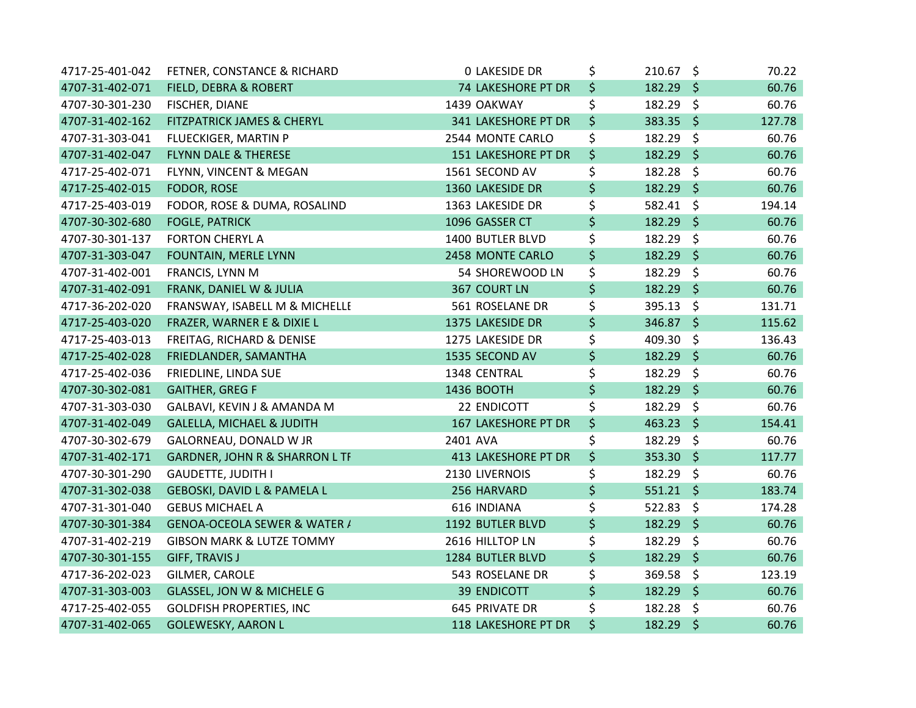| | | | | |
|---|---|---|---|---|
| 4717-25-401-042 | FETNER, CONSTANCE & RICHARD | 0 LAKESIDE DR | $ 210.67 | $ 70.22 |
| 4707-31-402-071 | FIELD, DEBRA & ROBERT | 74 LAKESHORE PT DR | $ 182.29 | $ 60.76 |
| 4707-30-301-230 | FISCHER, DIANE | 1439 OAKWAY | $ 182.29 | $ 60.76 |
| 4707-31-402-162 | FITZPATRICK JAMES & CHERYL | 341 LAKESHORE PT DR | $ 383.35 | $ 127.78 |
| 4707-31-303-041 | FLUECKIGER, MARTIN P | 2544 MONTE CARLO | $ 182.29 | $ 60.76 |
| 4707-31-402-047 | FLYNN DALE & THERESE | 151 LAKESHORE PT DR | $ 182.29 | $ 60.76 |
| 4717-25-402-071 | FLYNN, VINCENT & MEGAN | 1561 SECOND AV | $ 182.28 | $ 60.76 |
| 4717-25-402-015 | FODOR, ROSE | 1360 LAKESIDE DR | $ 182.29 | $ 60.76 |
| 4717-25-403-019 | FODOR, ROSE & DUMA, ROSALIND | 1363 LAKESIDE DR | $ 582.41 | $ 194.14 |
| 4707-30-302-680 | FOGLE, PATRICK | 1096 GASSER CT | $ 182.29 | $ 60.76 |
| 4707-30-301-137 | FORTON CHERYL A | 1400 BUTLER BLVD | $ 182.29 | $ 60.76 |
| 4707-31-303-047 | FOUNTAIN, MERLE LYNN | 2458 MONTE CARLO | $ 182.29 | $ 60.76 |
| 4707-31-402-001 | FRANCIS, LYNN M | 54 SHOREWOOD LN | $ 182.29 | $ 60.76 |
| 4707-31-402-091 | FRANK, DANIEL W & JULIA | 367 COURT LN | $ 182.29 | $ 60.76 |
| 4717-36-202-020 | FRANSWAY, ISABELL M & MICHELLE | 561 ROSELANE DR | $ 395.13 | $ 131.71 |
| 4717-25-403-020 | FRAZER, WARNER E & DIXIE L | 1375 LAKESIDE DR | $ 346.87 | $ 115.62 |
| 4717-25-403-013 | FREITAG, RICHARD & DENISE | 1275 LAKESIDE DR | $ 409.30 | $ 136.43 |
| 4717-25-402-028 | FRIEDLANDER, SAMANTHA | 1535 SECOND AV | $ 182.29 | $ 60.76 |
| 4717-25-402-036 | FRIEDLINE, LINDA SUE | 1348 CENTRAL | $ 182.29 | $ 60.76 |
| 4707-30-302-081 | GAITHER, GREG F | 1436 BOOTH | $ 182.29 | $ 60.76 |
| 4707-31-303-030 | GALBAVI, KEVIN J & AMANDA M | 22 ENDICOTT | $ 182.29 | $ 60.76 |
| 4707-31-402-049 | GALELLA, MICHAEL & JUDITH | 167 LAKESHORE PT DR | $ 463.23 | $ 154.41 |
| 4707-30-302-679 | GALORNEAU, DONALD W JR | 2401 AVA | $ 182.29 | $ 60.76 |
| 4707-31-402-171 | GARDNER, JOHN R & SHARRON L TF | 413 LAKESHORE PT DR | $ 353.30 | $ 117.77 |
| 4707-30-301-290 | GAUDETTE, JUDITH I | 2130 LIVERNOIS | $ 182.29 | $ 60.76 |
| 4707-31-302-038 | GEBOSKI, DAVID L & PAMELA L | 256 HARVARD | $ 551.21 | $ 183.74 |
| 4707-31-301-040 | GEBUS MICHAEL A | 616 INDIANA | $ 522.83 | $ 174.28 |
| 4707-30-301-384 | GENOA-OCEOLA SEWER & WATER A | 1192 BUTLER BLVD | $ 182.29 | $ 60.76 |
| 4707-31-402-219 | GIBSON MARK & LUTZE TOMMY | 2616 HILLTOP LN | $ 182.29 | $ 60.76 |
| 4707-30-301-155 | GIFF, TRAVIS J | 1284 BUTLER BLVD | $ 182.29 | $ 60.76 |
| 4717-36-202-023 | GILMER, CAROLE | 543 ROSELANE DR | $ 369.58 | $ 123.19 |
| 4707-31-303-003 | GLASSEL, JON W & MICHELE G | 39 ENDICOTT | $ 182.29 | $ 60.76 |
| 4717-25-402-055 | GOLDFISH PROPERTIES, INC | 645 PRIVATE DR | $ 182.28 | $ 60.76 |
| 4707-31-402-065 | GOLEWESKY, AARON L | 118 LAKESHORE PT DR | $ 182.29 | $ 60.76 |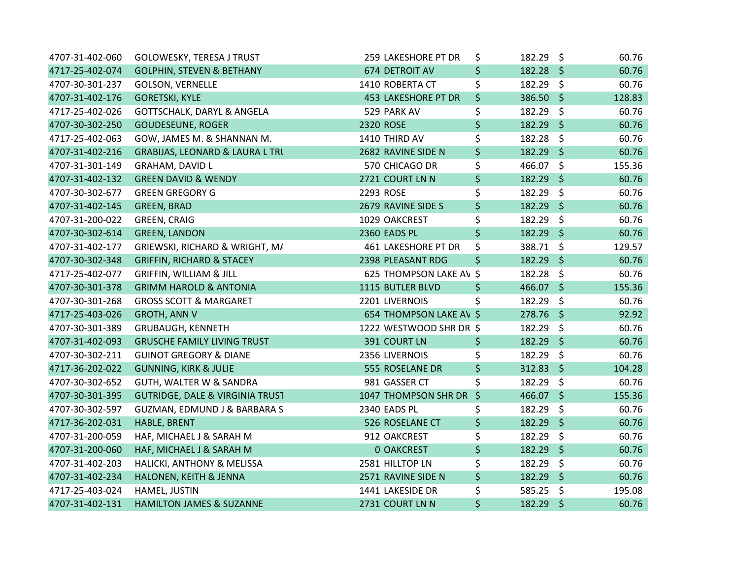| | | | | |
|---|---|---|---|---|
| 4707-31-402-060 | GOLOWESKY, TERESA J TRUST | 259 LAKESHORE PT DR | $ 182.29 | $ 60.76 |
| 4717-25-402-074 | GOLPHIN, STEVEN & BETHANY | 674 DETROIT AV | $ 182.28 | $ 60.76 |
| 4707-30-301-237 | GOLSON, VERNELLE | 1410 ROBERTA CT | $ 182.29 | $ 60.76 |
| 4707-31-402-176 | GORETSKI, KYLE | 453 LAKESHORE PT DR | $ 386.50 | $ 128.83 |
| 4717-25-402-026 | GOTTSCHALK, DARYL & ANGELA | 529 PARK AV | $ 182.29 | $ 60.76 |
| 4707-30-302-250 | GOUDESEUNE, ROGER | 2320 ROSE | $ 182.29 | $ 60.76 |
| 4717-25-402-063 | GOW, JAMES M. & SHANNAN M. | 1410 THIRD AV | $ 182.28 | $ 60.76 |
| 4707-31-402-216 | GRABIJAS, LEONARD & LAURA L TRU | 2682 RAVINE SIDE N | $ 182.29 | $ 60.76 |
| 4707-31-301-149 | GRAHAM, DAVID L | 570 CHICAGO DR | $ 466.07 | $ 155.36 |
| 4707-31-402-132 | GREEN DAVID & WENDY | 2721 COURT LN N | $ 182.29 | $ 60.76 |
| 4707-30-302-677 | GREEN GREGORY G | 2293 ROSE | $ 182.29 | $ 60.76 |
| 4707-31-402-145 | GREEN, BRAD | 2679 RAVINE SIDE S | $ 182.29 | $ 60.76 |
| 4707-31-200-022 | GREEN, CRAIG | 1029 OAKCREST | $ 182.29 | $ 60.76 |
| 4707-30-302-614 | GREEN, LANDON | 2360 EADS PL | $ 182.29 | $ 60.76 |
| 4707-31-402-177 | GRIEWSKI, RICHARD & WRIGHT, MA | 461 LAKESHORE PT DR | $ 388.71 | $ 129.57 |
| 4707-30-302-348 | GRIFFIN, RICHARD & STACEY | 2398 PLEASANT RDG | $ 182.29 | $ 60.76 |
| 4717-25-402-077 | GRIFFIN, WILLIAM & JILL | 625 THOMPSON LAKE AV | $ 182.28 | $ 60.76 |
| 4707-30-301-378 | GRIMM HAROLD & ANTONIA | 1115 BUTLER BLVD | $ 466.07 | $ 155.36 |
| 4707-30-301-268 | GROSS SCOTT & MARGARET | 2201 LIVERNOIS | $ 182.29 | $ 60.76 |
| 4717-25-403-026 | GROTH, ANN V | 654 THOMPSON LAKE AV | $ 278.76 | $ 92.92 |
| 4707-30-301-389 | GRUBAUGH, KENNETH | 1222 WESTWOOD SHR DR | $ 182.29 | $ 60.76 |
| 4707-31-402-093 | GRUSCHE FAMILY LIVING TRUST | 391 COURT LN | $ 182.29 | $ 60.76 |
| 4707-30-302-211 | GUINOT GREGORY & DIANE | 2356 LIVERNOIS | $ 182.29 | $ 60.76 |
| 4717-36-202-022 | GUNNING, KIRK & JULIE | 555 ROSELANE DR | $ 312.83 | $ 104.28 |
| 4707-30-302-652 | GUTH, WALTER W & SANDRA | 981 GASSER CT | $ 182.29 | $ 60.76 |
| 4707-30-301-395 | GUTRIDGE, DALE & VIRGINIA TRUST | 1047 THOMPSON SHR DR | $ 466.07 | $ 155.36 |
| 4707-30-302-597 | GUZMAN, EDMUND J & BARBARA S | 2340 EADS PL | $ 182.29 | $ 60.76 |
| 4717-36-202-031 | HABLE, BRENT | 526 ROSELANE CT | $ 182.29 | $ 60.76 |
| 4707-31-200-059 | HAF, MICHAEL J & SARAH M | 912 OAKCREST | $ 182.29 | $ 60.76 |
| 4707-31-200-060 | HAF, MICHAEL J & SARAH M | 0 OAKCREST | $ 182.29 | $ 60.76 |
| 4707-31-402-203 | HALICKI, ANTHONY & MELISSA | 2581 HILLTOP LN | $ 182.29 | $ 60.76 |
| 4707-31-402-234 | HALONEN, KEITH & JENNA | 2571 RAVINE SIDE N | $ 182.29 | $ 60.76 |
| 4717-25-403-024 | HAMEL, JUSTIN | 1441 LAKESIDE DR | $ 585.25 | $ 195.08 |
| 4707-31-402-131 | HAMILTON JAMES & SUZANNE | 2731 COURT LN N | $ 182.29 | $ 60.76 |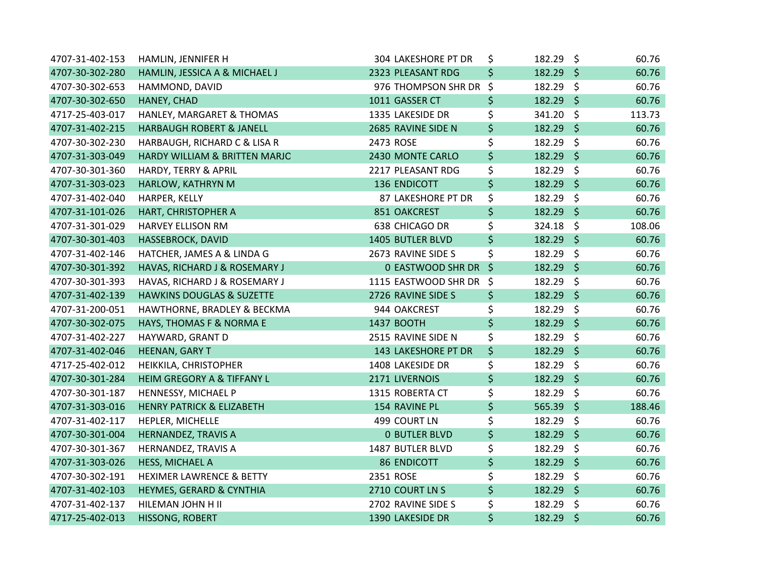| | | | | |
|---|---|---|---|---|
| 4707-31-402-153 | HAMLIN, JENNIFER H | 304 LAKESHORE PT DR | $ 182.29 | $ 60.76 |
| 4707-30-302-280 | HAMLIN, JESSICA A & MICHAEL J | 2323 PLEASANT RDG | $ 182.29 | $ 60.76 |
| 4707-30-302-653 | HAMMOND, DAVID | 976 THOMPSON SHR DR | $ 182.29 | $ 60.76 |
| 4707-30-302-650 | HANEY, CHAD | 1011 GASSER CT | $ 182.29 | $ 60.76 |
| 4717-25-403-017 | HANLEY, MARGARET & THOMAS | 1335 LAKESIDE DR | $ 341.20 | $ 113.73 |
| 4707-31-402-215 | HARBAUGH ROBERT & JANELL | 2685 RAVINE SIDE N | $ 182.29 | $ 60.76 |
| 4707-30-302-230 | HARBAUGH, RICHARD C & LISA R | 2473 ROSE | $ 182.29 | $ 60.76 |
| 4707-31-303-049 | HARDY WILLIAM & BRITTEN MARJC | 2430 MONTE CARLO | $ 182.29 | $ 60.76 |
| 4707-30-301-360 | HARDY, TERRY & APRIL | 2217 PLEASANT RDG | $ 182.29 | $ 60.76 |
| 4707-31-303-023 | HARLOW, KATHRYN M | 136 ENDICOTT | $ 182.29 | $ 60.76 |
| 4707-31-402-040 | HARPER, KELLY | 87 LAKESHORE PT DR | $ 182.29 | $ 60.76 |
| 4707-31-101-026 | HART, CHRISTOPHER A | 851 OAKCREST | $ 182.29 | $ 60.76 |
| 4707-31-301-029 | HARVEY ELLISON RM | 638 CHICAGO DR | $ 324.18 | $ 108.06 |
| 4707-30-301-403 | HASSEBROCK, DAVID | 1405 BUTLER BLVD | $ 182.29 | $ 60.76 |
| 4707-31-402-146 | HATCHER, JAMES A & LINDA G | 2673 RAVINE SIDE S | $ 182.29 | $ 60.76 |
| 4707-30-301-392 | HAVAS, RICHARD J & ROSEMARY J | 0 EASTWOOD SHR DR | $ 182.29 | $ 60.76 |
| 4707-30-301-393 | HAVAS, RICHARD J & ROSEMARY J | 1115 EASTWOOD SHR DR | $ 182.29 | $ 60.76 |
| 4707-31-402-139 | HAWKINS DOUGLAS & SUZETTE | 2726 RAVINE SIDE S | $ 182.29 | $ 60.76 |
| 4707-31-200-051 | HAWTHORNE, BRADLEY & BECKMA | 944 OAKCREST | $ 182.29 | $ 60.76 |
| 4707-30-302-075 | HAYS, THOMAS F & NORMA E | 1437 BOOTH | $ 182.29 | $ 60.76 |
| 4707-31-402-227 | HAYWARD, GRANT D | 2515 RAVINE SIDE N | $ 182.29 | $ 60.76 |
| 4707-31-402-046 | HEENAN, GARY T | 143 LAKESHORE PT DR | $ 182.29 | $ 60.76 |
| 4717-25-402-012 | HEIKKILA, CHRISTOPHER | 1408 LAKESIDE DR | $ 182.29 | $ 60.76 |
| 4707-30-301-284 | HEIM GREGORY A & TIFFANY L | 2171 LIVERNOIS | $ 182.29 | $ 60.76 |
| 4707-30-301-187 | HENNESSY, MICHAEL P | 1315 ROBERTA CT | $ 182.29 | $ 60.76 |
| 4707-31-303-016 | HENRY PATRICK & ELIZABETH | 154 RAVINE PL | $ 565.39 | $ 188.46 |
| 4707-31-402-117 | HEPLER, MICHELLE | 499 COURT LN | $ 182.29 | $ 60.76 |
| 4707-30-301-004 | HERNANDEZ, TRAVIS A | 0 BUTLER BLVD | $ 182.29 | $ 60.76 |
| 4707-30-301-367 | HERNANDEZ, TRAVIS A | 1487 BUTLER BLVD | $ 182.29 | $ 60.76 |
| 4707-31-303-026 | HESS, MICHAEL A | 86 ENDICOTT | $ 182.29 | $ 60.76 |
| 4707-30-302-191 | HEXIMER LAWRENCE & BETTY | 2351 ROSE | $ 182.29 | $ 60.76 |
| 4707-31-402-103 | HEYMES, GERARD & CYNTHIA | 2710 COURT LN S | $ 182.29 | $ 60.76 |
| 4707-31-402-137 | HILEMAN JOHN H II | 2702 RAVINE SIDE S | $ 182.29 | $ 60.76 |
| 4717-25-402-013 | HISSONG, ROBERT | 1390 LAKESIDE DR | $ 182.29 | $ 60.76 |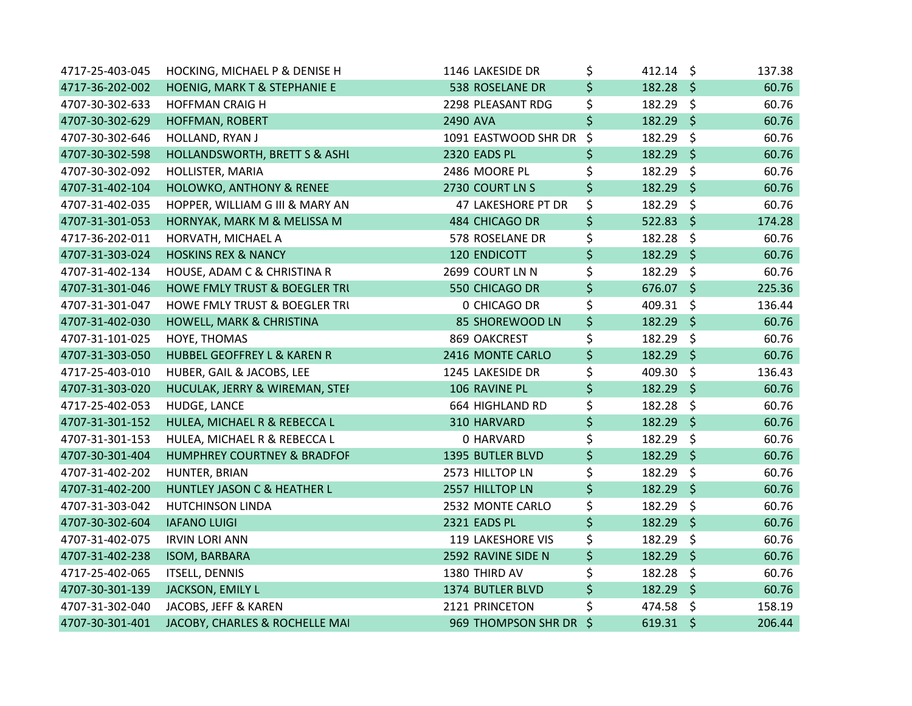| | | | | |
|---|---|---|---|---|
| 4717-25-403-045 | HOCKING, MICHAEL P & DENISE H | 1146 LAKESIDE DR | $ 412.14 | $ 137.38 |
| 4717-36-202-002 | HOENIG, MARK T & STEPHANIE E | 538 ROSELANE DR | $ 182.28 | $ 60.76 |
| 4707-30-302-633 | HOFFMAN CRAIG H | 2298 PLEASANT RDG | $ 182.29 | $ 60.76 |
| 4707-30-302-629 | HOFFMAN, ROBERT | 2490 AVA | $ 182.29 | $ 60.76 |
| 4707-30-302-646 | HOLLAND, RYAN J | 1091 EASTWOOD SHR DR | $ 182.29 | $ 60.76 |
| 4707-30-302-598 | HOLLANDSWORTH, BRETT S & ASHL | 2320 EADS PL | $ 182.29 | $ 60.76 |
| 4707-30-302-092 | HOLLISTER, MARIA | 2486 MOORE PL | $ 182.29 | $ 60.76 |
| 4707-31-402-104 | HOLOWKO, ANTHONY & RENEE | 2730 COURT LN S | $ 182.29 | $ 60.76 |
| 4707-31-402-035 | HOPPER, WILLIAM G III & MARY AN | 47 LAKESHORE PT DR | $ 182.29 | $ 60.76 |
| 4707-31-301-053 | HORNYAK, MARK M & MELISSA M | 484 CHICAGO DR | $ 522.83 | $ 174.28 |
| 4717-36-202-011 | HORVATH, MICHAEL A | 578 ROSELANE DR | $ 182.28 | $ 60.76 |
| 4707-31-303-024 | HOSKINS REX & NANCY | 120 ENDICOTT | $ 182.29 | $ 60.76 |
| 4707-31-402-134 | HOUSE, ADAM C & CHRISTINA R | 2699 COURT LN N | $ 182.29 | $ 60.76 |
| 4707-31-301-046 | HOWE FMLY TRUST & BOEGLER TRU | 550 CHICAGO DR | $ 676.07 | $ 225.36 |
| 4707-31-301-047 | HOWE FMLY TRUST & BOEGLER TRU | 0 CHICAGO DR | $ 409.31 | $ 136.44 |
| 4707-31-402-030 | HOWELL, MARK & CHRISTINA | 85 SHOREWOOD LN | $ 182.29 | $ 60.76 |
| 4707-31-101-025 | HOYE, THOMAS | 869 OAKCREST | $ 182.29 | $ 60.76 |
| 4707-31-303-050 | HUBBEL GEOFFREY L & KAREN R | 2416 MONTE CARLO | $ 182.29 | $ 60.76 |
| 4717-25-403-010 | HUBER, GAIL & JACOBS, LEE | 1245 LAKESIDE DR | $ 409.30 | $ 136.43 |
| 4707-31-303-020 | HUCULAK, JERRY & WIREMAN, STEF | 106 RAVINE PL | $ 182.29 | $ 60.76 |
| 4717-25-402-053 | HUDGE, LANCE | 664 HIGHLAND RD | $ 182.28 | $ 60.76 |
| 4707-31-301-152 | HULEA, MICHAEL R & REBECCA L | 310 HARVARD | $ 182.29 | $ 60.76 |
| 4707-31-301-153 | HULEA, MICHAEL R & REBECCA L | 0 HARVARD | $ 182.29 | $ 60.76 |
| 4707-30-301-404 | HUMPHREY COURTNEY & BRADFOF | 1395 BUTLER BLVD | $ 182.29 | $ 60.76 |
| 4707-31-402-202 | HUNTER, BRIAN | 2573 HILLTOP LN | $ 182.29 | $ 60.76 |
| 4707-31-402-200 | HUNTLEY JASON C & HEATHER L | 2557 HILLTOP LN | $ 182.29 | $ 60.76 |
| 4707-31-303-042 | HUTCHINSON LINDA | 2532 MONTE CARLO | $ 182.29 | $ 60.76 |
| 4707-30-302-604 | IAFANO LUIGI | 2321 EADS PL | $ 182.29 | $ 60.76 |
| 4707-31-402-075 | IRVIN LORI ANN | 119 LAKESHORE VIS | $ 182.29 | $ 60.76 |
| 4707-31-402-238 | ISOM, BARBARA | 2592 RAVINE SIDE N | $ 182.29 | $ 60.76 |
| 4717-25-402-065 | ITSELL, DENNIS | 1380 THIRD AV | $ 182.28 | $ 60.76 |
| 4707-30-301-139 | JACKSON, EMILY L | 1374 BUTLER BLVD | $ 182.29 | $ 60.76 |
| 4707-31-302-040 | JACOBS, JEFF & KAREN | 2121 PRINCETON | $ 474.58 | $ 158.19 |
| 4707-30-301-401 | JACOBY, CHARLES & ROCHELLE MAI | 969 THOMPSON SHR DR | $ 619.31 | $ 206.44 |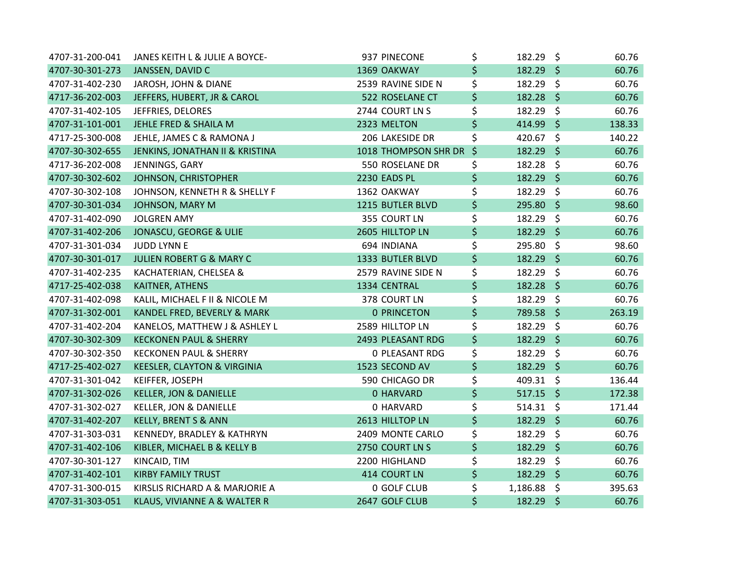| | | | | |
|---|---|---|---|---|
| 4707-31-200-041 | JANES KEITH L & JULIE A BOYCE- | 937 PINECONE | $ 182.29 | $ 60.76 |
| 4707-30-301-273 | JANSSEN, DAVID C | 1369 OAKWAY | $ 182.29 | $ 60.76 |
| 4707-31-402-230 | JAROSH, JOHN & DIANE | 2539 RAVINE SIDE N | $ 182.29 | $ 60.76 |
| 4717-36-202-003 | JEFFERS, HUBERT, JR & CAROL | 522 ROSELANE CT | $ 182.28 | $ 60.76 |
| 4707-31-402-105 | JEFFRIES, DELORES | 2744 COURT LN S | $ 182.29 | $ 60.76 |
| 4707-31-101-001 | JEHLE FRED & SHAILA M | 2323 MELTON | $ 414.99 | $ 138.33 |
| 4717-25-300-008 | JEHLE, JAMES C & RAMONA J | 206 LAKESIDE DR | $ 420.67 | $ 140.22 |
| 4707-30-302-655 | JENKINS, JONATHAN II & KRISTINA | 1018 THOMPSON SHR DR | $ 182.29 | $ 60.76 |
| 4717-36-202-008 | JENNINGS, GARY | 550 ROSELANE DR | $ 182.28 | $ 60.76 |
| 4707-30-302-602 | JOHNSON, CHRISTOPHER | 2230 EADS PL | $ 182.29 | $ 60.76 |
| 4707-30-302-108 | JOHNSON, KENNETH R & SHELLY F | 1362 OAKWAY | $ 182.29 | $ 60.76 |
| 4707-30-301-034 | JOHNSON, MARY M | 1215 BUTLER BLVD | $ 295.80 | $ 98.60 |
| 4707-31-402-090 | JOLGREN AMY | 355 COURT LN | $ 182.29 | $ 60.76 |
| 4707-31-402-206 | JONASCU, GEORGE & ULIE | 2605 HILLTOP LN | $ 182.29 | $ 60.76 |
| 4707-31-301-034 | JUDD LYNN E | 694 INDIANA | $ 295.80 | $ 98.60 |
| 4707-30-301-017 | JULIEN ROBERT G & MARY C | 1333 BUTLER BLVD | $ 182.29 | $ 60.76 |
| 4707-31-402-235 | KACHATERIAN, CHELSEA & | 2579 RAVINE SIDE N | $ 182.29 | $ 60.76 |
| 4717-25-402-038 | KAITNER, ATHENS | 1334 CENTRAL | $ 182.28 | $ 60.76 |
| 4707-31-402-098 | KALIL, MICHAEL F II & NICOLE M | 378 COURT LN | $ 182.29 | $ 60.76 |
| 4707-31-302-001 | KANDEL FRED, BEVERLY & MARK | 0 PRINCETON | $ 789.58 | $ 263.19 |
| 4707-31-402-204 | KANELOS, MATTHEW J & ASHLEY L | 2589 HILLTOP LN | $ 182.29 | $ 60.76 |
| 4707-30-302-309 | KECKONEN PAUL & SHERRY | 2493 PLEASANT RDG | $ 182.29 | $ 60.76 |
| 4707-30-302-350 | KECKONEN PAUL & SHERRY | 0 PLEASANT RDG | $ 182.29 | $ 60.76 |
| 4717-25-402-027 | KEESLER, CLAYTON & VIRGINIA | 1523 SECOND AV | $ 182.29 | $ 60.76 |
| 4707-31-301-042 | KEIFFER, JOSEPH | 590 CHICAGO DR | $ 409.31 | $ 136.44 |
| 4707-31-302-026 | KELLER, JON & DANIELLE | 0 HARVARD | $ 517.15 | $ 172.38 |
| 4707-31-302-027 | KELLER, JON & DANIELLE | 0 HARVARD | $ 514.31 | $ 171.44 |
| 4707-31-402-207 | KELLY, BRENT S & ANN | 2613 HILLTOP LN | $ 182.29 | $ 60.76 |
| 4707-31-303-031 | KENNEDY, BRADLEY & KATHRYN | 2409 MONTE CARLO | $ 182.29 | $ 60.76 |
| 4707-31-402-106 | KIBLER, MICHAEL B & KELLY B | 2750 COURT LN S | $ 182.29 | $ 60.76 |
| 4707-30-301-127 | KINCAID, TIM | 2200 HIGHLAND | $ 182.29 | $ 60.76 |
| 4707-31-402-101 | KIRBY FAMILY TRUST | 414 COURT LN | $ 182.29 | $ 60.76 |
| 4707-31-300-015 | KIRSLIS RICHARD A & MARJORIE A | 0 GOLF CLUB | $ 1,186.88 | $ 395.63 |
| 4707-31-303-051 | KLAUS, VIVIANNE A & WALTER R | 2647 GOLF CLUB | $ 182.29 | $ 60.76 |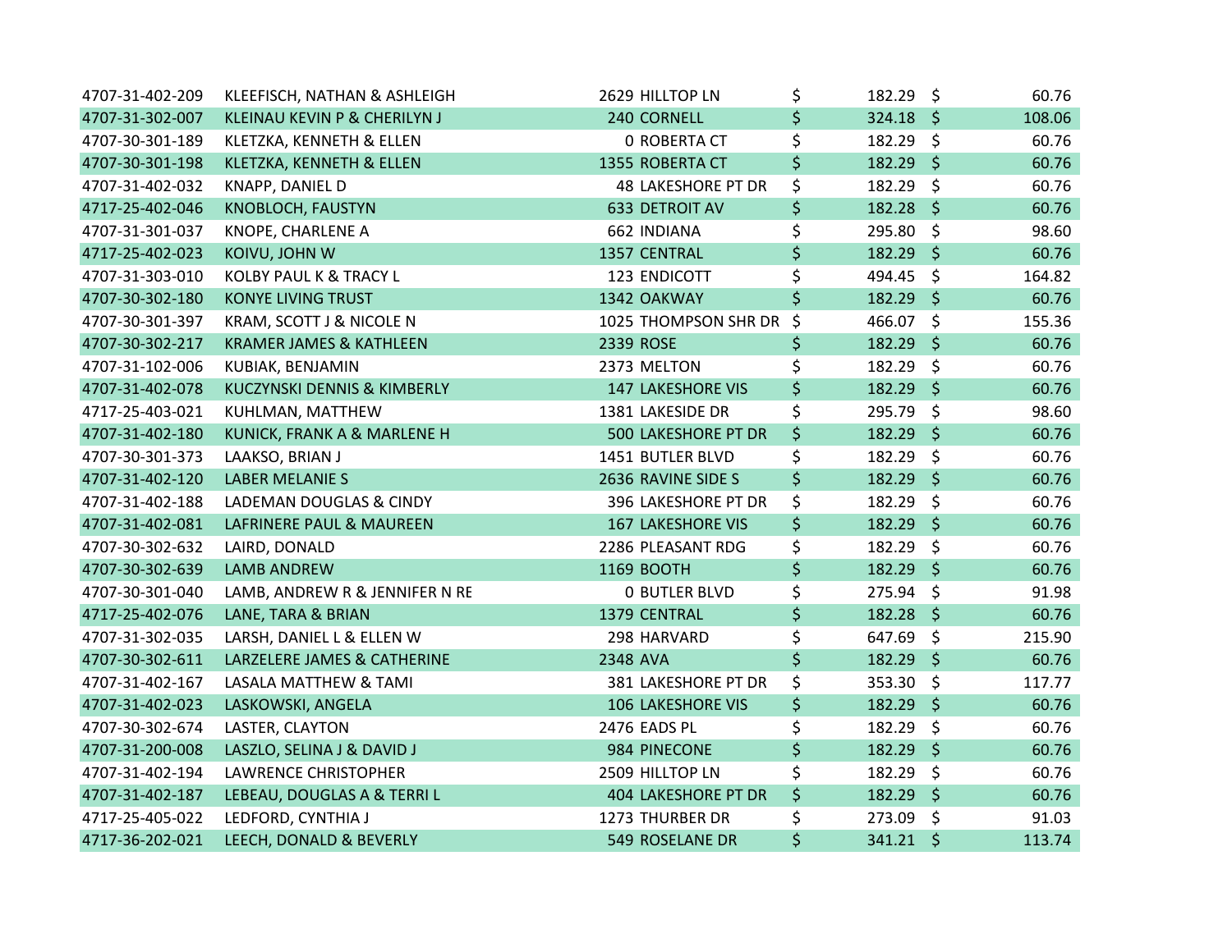| | | | | |
|---|---|---|---|---|
| 4707-31-402-209 | KLEEFISCH, NATHAN & ASHLEIGH | 2629 HILLTOP LN | $ 182.29 | $ 60.76 |
| 4707-31-302-007 | KLEINAU KEVIN P & CHERILYN J | 240 CORNELL | $ 324.18 | $ 108.06 |
| 4707-30-301-189 | KLETZKA, KENNETH & ELLEN | 0 ROBERTA CT | $ 182.29 | $ 60.76 |
| 4707-30-301-198 | KLETZKA, KENNETH & ELLEN | 1355 ROBERTA CT | $ 182.29 | $ 60.76 |
| 4707-31-402-032 | KNAPP, DANIEL D | 48 LAKESHORE PT DR | $ 182.29 | $ 60.76 |
| 4717-25-402-046 | KNOBLOCH, FAUSTYN | 633 DETROIT AV | $ 182.28 | $ 60.76 |
| 4707-31-301-037 | KNOPE, CHARLENE A | 662 INDIANA | $ 295.80 | $ 98.60 |
| 4717-25-402-023 | KOIVU, JOHN W | 1357 CENTRAL | $ 182.29 | $ 60.76 |
| 4707-31-303-010 | KOLBY PAUL K & TRACY L | 123 ENDICOTT | $ 494.45 | $ 164.82 |
| 4707-30-302-180 | KONYE LIVING TRUST | 1342 OAKWAY | $ 182.29 | $ 60.76 |
| 4707-30-301-397 | KRAM, SCOTT J & NICOLE N | 1025 THOMPSON SHR DR | $ 466.07 | $ 155.36 |
| 4707-30-302-217 | KRAMER JAMES & KATHLEEN | 2339 ROSE | $ 182.29 | $ 60.76 |
| 4707-31-102-006 | KUBIAK, BENJAMIN | 2373 MELTON | $ 182.29 | $ 60.76 |
| 4707-31-402-078 | KUCZYNSKI DENNIS & KIMBERLY | 147 LAKESHORE VIS | $ 182.29 | $ 60.76 |
| 4717-25-403-021 | KUHLMAN, MATTHEW | 1381 LAKESIDE DR | $ 295.79 | $ 98.60 |
| 4707-31-402-180 | KUNICK, FRANK A & MARLENE H | 500 LAKESHORE PT DR | $ 182.29 | $ 60.76 |
| 4707-30-301-373 | LAAKSO, BRIAN J | 1451 BUTLER BLVD | $ 182.29 | $ 60.76 |
| 4707-31-402-120 | LABER MELANIE S | 2636 RAVINE SIDE S | $ 182.29 | $ 60.76 |
| 4707-31-402-188 | LADEMAN DOUGLAS & CINDY | 396 LAKESHORE PT DR | $ 182.29 | $ 60.76 |
| 4707-31-402-081 | LAFRINERE PAUL & MAUREEN | 167 LAKESHORE VIS | $ 182.29 | $ 60.76 |
| 4707-30-302-632 | LAIRD, DONALD | 2286 PLEASANT RDG | $ 182.29 | $ 60.76 |
| 4707-30-302-639 | LAMB ANDREW | 1169 BOOTH | $ 182.29 | $ 60.76 |
| 4707-30-301-040 | LAMB, ANDREW R & JENNIFER N RE | 0 BUTLER BLVD | $ 275.94 | $ 91.98 |
| 4717-25-402-076 | LANE, TARA & BRIAN | 1379 CENTRAL | $ 182.28 | $ 60.76 |
| 4707-31-302-035 | LARSH, DANIEL L & ELLEN W | 298 HARVARD | $ 647.69 | $ 215.90 |
| 4707-30-302-611 | LARZELERE JAMES & CATHERINE | 2348 AVA | $ 182.29 | $ 60.76 |
| 4707-31-402-167 | LASALA MATTHEW & TAMI | 381 LAKESHORE PT DR | $ 353.30 | $ 117.77 |
| 4707-31-402-023 | LASKOWSKI, ANGELA | 106 LAKESHORE VIS | $ 182.29 | $ 60.76 |
| 4707-30-302-674 | LASTER, CLAYTON | 2476 EADS PL | $ 182.29 | $ 60.76 |
| 4707-31-200-008 | LASZLO, SELINA J & DAVID J | 984 PINECONE | $ 182.29 | $ 60.76 |
| 4707-31-402-194 | LAWRENCE CHRISTOPHER | 2509 HILLTOP LN | $ 182.29 | $ 60.76 |
| 4707-31-402-187 | LEBEAU, DOUGLAS A & TERRI L | 404 LAKESHORE PT DR | $ 182.29 | $ 60.76 |
| 4717-25-405-022 | LEDFORD, CYNTHIA J | 1273 THURBER DR | $ 273.09 | $ 91.03 |
| 4717-36-202-021 | LEECH, DONALD & BEVERLY | 549 ROSELANE DR | $ 341.21 | $ 113.74 |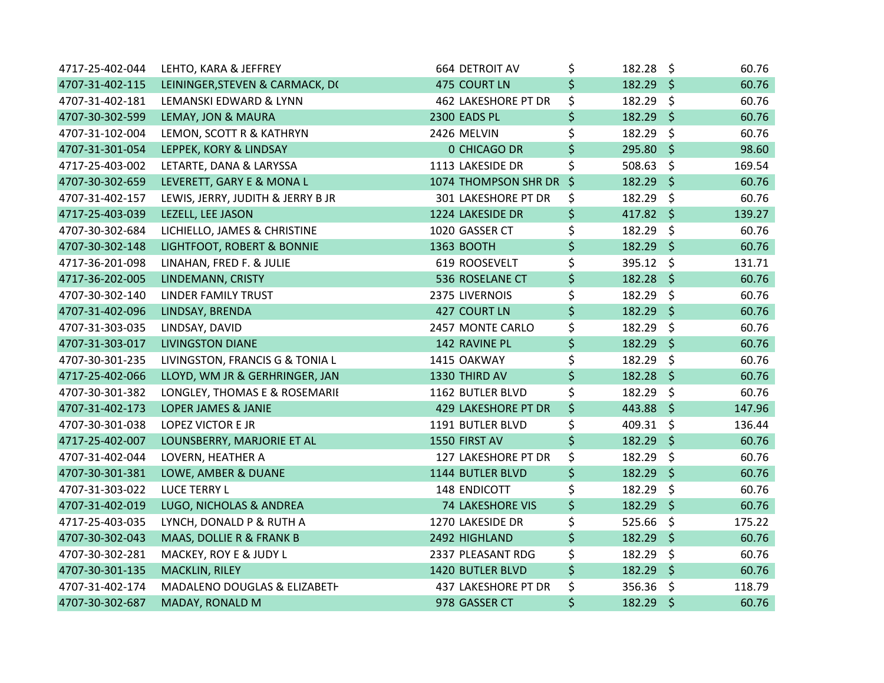| | | | | | | |
|---|---|---|---|---|---|---|
| 4717-25-402-044 | LEHTO, KARA & JEFFREY | 664 DETROIT AV | $ | 182.28 | $ | 60.76 |
| 4707-31-402-115 | LEININGER,STEVEN & CARMACK, D( | 475 COURT LN | $ | 182.29 | $ | 60.76 |
| 4707-31-402-181 | LEMANSKI EDWARD & LYNN | 462 LAKESHORE PT DR | $ | 182.29 | $ | 60.76 |
| 4707-30-302-599 | LEMAY, JON & MAURA | 2300 EADS PL | $ | 182.29 | $ | 60.76 |
| 4707-31-102-004 | LEMON, SCOTT R & KATHRYN | 2426 MELVIN | $ | 182.29 | $ | 60.76 |
| 4707-31-301-054 | LEPPEK, KORY & LINDSAY | 0 CHICAGO DR | $ | 295.80 | $ | 98.60 |
| 4717-25-403-002 | LETARTE, DANA & LARYSSA | 1113 LAKESIDE DR | $ | 508.63 | $ | 169.54 |
| 4707-30-302-659 | LEVERETT, GARY E & MONA L | 1074 THOMPSON SHR DR | $ | 182.29 | $ | 60.76 |
| 4707-31-402-157 | LEWIS, JERRY, JUDITH & JERRY B JR | 301 LAKESHORE PT DR | $ | 182.29 | $ | 60.76 |
| 4717-25-403-039 | LEZELL, LEE JASON | 1224 LAKESIDE DR | $ | 417.82 | $ | 139.27 |
| 4707-30-302-684 | LICHIELLO, JAMES & CHRISTINE | 1020 GASSER CT | $ | 182.29 | $ | 60.76 |
| 4707-30-302-148 | LIGHTFOOT, ROBERT & BONNIE | 1363 BOOTH | $ | 182.29 | $ | 60.76 |
| 4717-36-201-098 | LINAHAN, FRED F. & JULIE | 619 ROOSEVELT | $ | 395.12 | $ | 131.71 |
| 4717-36-202-005 | LINDEMANN, CRISTY | 536 ROSELANE CT | $ | 182.28 | $ | 60.76 |
| 4707-30-302-140 | LINDER FAMILY TRUST | 2375 LIVERNOIS | $ | 182.29 | $ | 60.76 |
| 4707-31-402-096 | LINDSAY, BRENDA | 427 COURT LN | $ | 182.29 | $ | 60.76 |
| 4707-31-303-035 | LINDSAY, DAVID | 2457 MONTE CARLO | $ | 182.29 | $ | 60.76 |
| 4707-31-303-017 | LIVINGSTON DIANE | 142 RAVINE PL | $ | 182.29 | $ | 60.76 |
| 4707-30-301-235 | LIVINGSTON, FRANCIS G & TONIA L | 1415 OAKWAY | $ | 182.29 | $ | 60.76 |
| 4717-25-402-066 | LLOYD, WM JR & GERHRINGER, JAN | 1330 THIRD AV | $ | 182.28 | $ | 60.76 |
| 4707-30-301-382 | LONGLEY, THOMAS E & ROSEMARII | 1162 BUTLER BLVD | $ | 182.29 | $ | 60.76 |
| 4707-31-402-173 | LOPER JAMES & JANIE | 429 LAKESHORE PT DR | $ | 443.88 | $ | 147.96 |
| 4707-30-301-038 | LOPEZ VICTOR E JR | 1191 BUTLER BLVD | $ | 409.31 | $ | 136.44 |
| 4717-25-402-007 | LOUNSBERRY, MARJORIE ET AL | 1550 FIRST AV | $ | 182.29 | $ | 60.76 |
| 4707-31-402-044 | LOVERN, HEATHER A | 127 LAKESHORE PT DR | $ | 182.29 | $ | 60.76 |
| 4707-30-301-381 | LOWE, AMBER & DUANE | 1144 BUTLER BLVD | $ | 182.29 | $ | 60.76 |
| 4707-31-303-022 | LUCE TERRY L | 148 ENDICOTT | $ | 182.29 | $ | 60.76 |
| 4707-31-402-019 | LUGO, NICHOLAS & ANDREA | 74 LAKESHORE VIS | $ | 182.29 | $ | 60.76 |
| 4717-25-403-035 | LYNCH, DONALD P & RUTH A | 1270 LAKESIDE DR | $ | 525.66 | $ | 175.22 |
| 4707-30-302-043 | MAAS, DOLLIE R & FRANK B | 2492 HIGHLAND | $ | 182.29 | $ | 60.76 |
| 4707-30-302-281 | MACKEY, ROY E & JUDY L | 2337 PLEASANT RDG | $ | 182.29 | $ | 60.76 |
| 4707-30-301-135 | MACKLIN, RILEY | 1420 BUTLER BLVD | $ | 182.29 | $ | 60.76 |
| 4707-31-402-174 | MADALENO DOUGLAS & ELIZABETH | 437 LAKESHORE PT DR | $ | 356.36 | $ | 118.79 |
| 4707-30-302-687 | MADAY, RONALD M | 978 GASSER CT | $ | 182.29 | $ | 60.76 |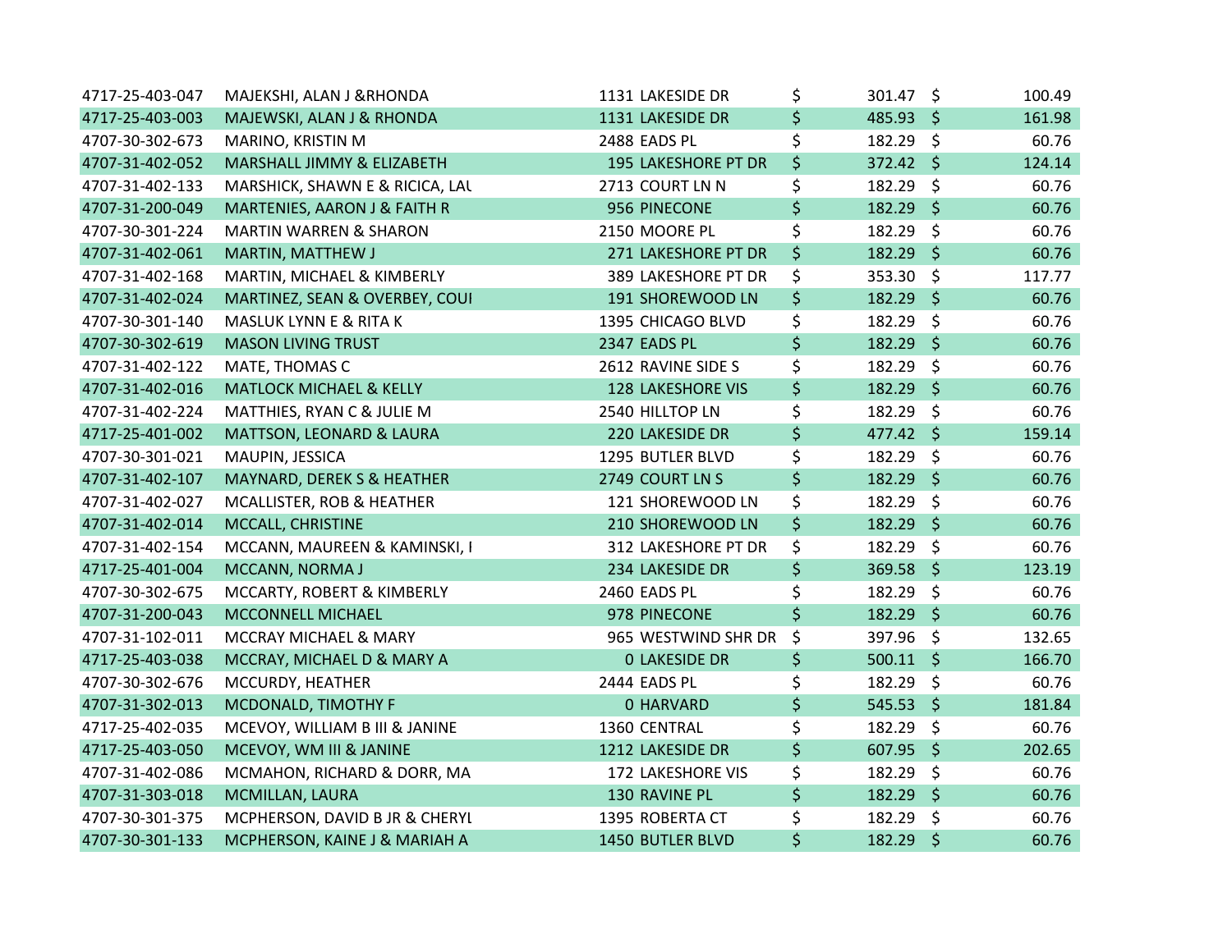| | | | | | | |
|---|---|---|---|---|---|---|
| 4717-25-403-047 | MAJEKSHI, ALAN J &RHONDA | 1131 LAKESIDE DR | $ | 301.47 | $ | 100.49 |
| 4717-25-403-003 | MAJEWSKI, ALAN J & RHONDA | 1131 LAKESIDE DR | $ | 485.93 | $ | 161.98 |
| 4707-30-302-673 | MARINO, KRISTIN M | 2488 EADS PL | $ | 182.29 | $ | 60.76 |
| 4707-31-402-052 | MARSHALL JIMMY & ELIZABETH | 195 LAKESHORE PT DR | $ | 372.42 | $ | 124.14 |
| 4707-31-402-133 | MARSHICK, SHAWN E & RICICA, LAU | 2713 COURT LN N | $ | 182.29 | $ | 60.76 |
| 4707-31-200-049 | MARTENIES, AARON J & FAITH R | 956 PINECONE | $ | 182.29 | $ | 60.76 |
| 4707-30-301-224 | MARTIN WARREN & SHARON | 2150 MOORE PL | $ | 182.29 | $ | 60.76 |
| 4707-31-402-061 | MARTIN, MATTHEW J | 271 LAKESHORE PT DR | $ | 182.29 | $ | 60.76 |
| 4707-31-402-168 | MARTIN, MICHAEL & KIMBERLY | 389 LAKESHORE PT DR | $ | 353.30 | $ | 117.77 |
| 4707-31-402-024 | MARTINEZ, SEAN & OVERBEY, COUI | 191 SHOREWOOD LN | $ | 182.29 | $ | 60.76 |
| 4707-30-301-140 | MASLUK LYNN E & RITA K | 1395 CHICAGO BLVD | $ | 182.29 | $ | 60.76 |
| 4707-30-302-619 | MASON LIVING TRUST | 2347 EADS PL | $ | 182.29 | $ | 60.76 |
| 4707-31-402-122 | MATE, THOMAS C | 2612 RAVINE SIDE S | $ | 182.29 | $ | 60.76 |
| 4707-31-402-016 | MATLOCK MICHAEL & KELLY | 128 LAKESHORE VIS | $ | 182.29 | $ | 60.76 |
| 4707-31-402-224 | MATTHIES, RYAN C & JULIE M | 2540 HILLTOP LN | $ | 182.29 | $ | 60.76 |
| 4717-25-401-002 | MATTSON, LEONARD & LAURA | 220 LAKESIDE DR | $ | 477.42 | $ | 159.14 |
| 4707-30-301-021 | MAUPIN, JESSICA | 1295 BUTLER BLVD | $ | 182.29 | $ | 60.76 |
| 4707-31-402-107 | MAYNARD, DEREK S & HEATHER | 2749 COURT LN S | $ | 182.29 | $ | 60.76 |
| 4707-31-402-027 | MCALLISTER, ROB & HEATHER | 121 SHOREWOOD LN | $ | 182.29 | $ | 60.76 |
| 4707-31-402-014 | MCCALL, CHRISTINE | 210 SHOREWOOD LN | $ | 182.29 | $ | 60.76 |
| 4707-31-402-154 | MCCANN, MAUREEN & KAMINSKI, I | 312 LAKESHORE PT DR | $ | 182.29 | $ | 60.76 |
| 4717-25-401-004 | MCCANN, NORMA J | 234 LAKESIDE DR | $ | 369.58 | $ | 123.19 |
| 4707-30-302-675 | MCCARTY, ROBERT & KIMBERLY | 2460 EADS PL | $ | 182.29 | $ | 60.76 |
| 4707-31-200-043 | MCCONNELL MICHAEL | 978 PINECONE | $ | 182.29 | $ | 60.76 |
| 4707-31-102-011 | MCCRAY MICHAEL & MARY | 965 WESTWIND SHR DR | $ | 397.96 | $ | 132.65 |
| 4717-25-403-038 | MCCRAY, MICHAEL D & MARY A | 0 LAKESIDE DR | $ | 500.11 | $ | 166.70 |
| 4707-30-302-676 | MCCURDY, HEATHER | 2444 EADS PL | $ | 182.29 | $ | 60.76 |
| 4707-31-302-013 | MCDONALD, TIMOTHY F | 0 HARVARD | $ | 545.53 | $ | 181.84 |
| 4717-25-402-035 | MCEVOY, WILLIAM B III & JANINE | 1360 CENTRAL | $ | 182.29 | $ | 60.76 |
| 4717-25-403-050 | MCEVOY, WM III & JANINE | 1212 LAKESIDE DR | $ | 607.95 | $ | 202.65 |
| 4707-31-402-086 | MCMAHON, RICHARD & DORR, MA | 172 LAKESHORE VIS | $ | 182.29 | $ | 60.76 |
| 4707-31-303-018 | MCMILLAN, LAURA | 130 RAVINE PL | $ | 182.29 | $ | 60.76 |
| 4707-30-301-375 | MCPHERSON, DAVID B JR & CHERYL | 1395 ROBERTA CT | $ | 182.29 | $ | 60.76 |
| 4707-30-301-133 | MCPHERSON, KAINE J & MARIAH A | 1450 BUTLER BLVD | $ | 182.29 | $ | 60.76 |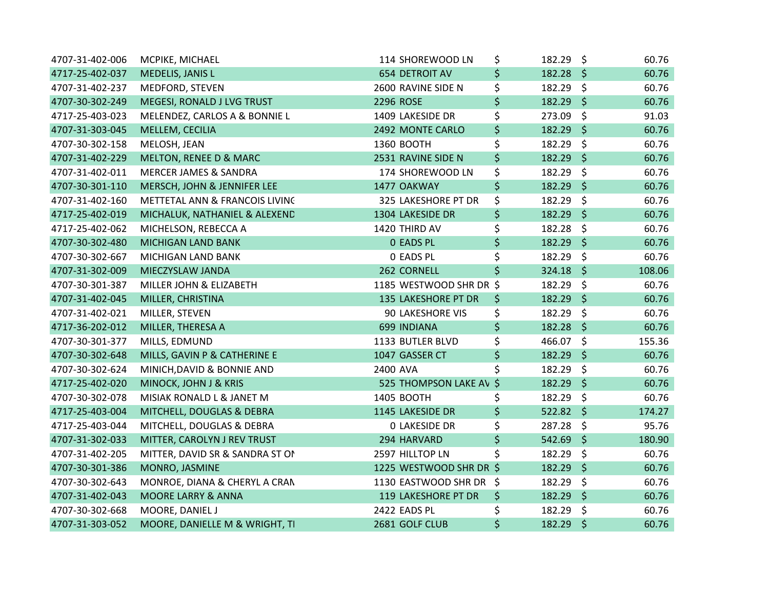| | | | | | | |
|---|---|---|---|---|---|---|
| 4707-31-402-006 | MCPIKE, MICHAEL | 114 SHOREWOOD LN | $ | 182.29 | $ | 60.76 |
| 4717-25-402-037 | MEDELIS, JANIS L | 654 DETROIT AV | $ | 182.28 | $ | 60.76 |
| 4707-31-402-237 | MEDFORD, STEVEN | 2600 RAVINE SIDE N | $ | 182.29 | $ | 60.76 |
| 4707-30-302-249 | MEGESI, RONALD J LVG TRUST | 2296 ROSE | $ | 182.29 | $ | 60.76 |
| 4717-25-403-023 | MELENDEZ, CARLOS A & BONNIE L | 1409 LAKESIDE DR | $ | 273.09 | $ | 91.03 |
| 4707-31-303-045 | MELLEM, CECILIA | 2492 MONTE CARLO | $ | 182.29 | $ | 60.76 |
| 4707-30-302-158 | MELOSH, JEAN | 1360 BOOTH | $ | 182.29 | $ | 60.76 |
| 4707-31-402-229 | MELTON, RENEE D & MARC | 2531 RAVINE SIDE N | $ | 182.29 | $ | 60.76 |
| 4707-31-402-011 | MERCER JAMES & SANDRA | 174 SHOREWOOD LN | $ | 182.29 | $ | 60.76 |
| 4707-30-301-110 | MERSCH, JOHN & JENNIFER LEE | 1477 OAKWAY | $ | 182.29 | $ | 60.76 |
| 4707-31-402-160 | METTETAL ANN & FRANCOIS LIVING | 325 LAKESHORE PT DR | $ | 182.29 | $ | 60.76 |
| 4717-25-402-019 | MICHALUK, NATHANIEL & ALEXEND | 1304 LAKESIDE DR | $ | 182.29 | $ | 60.76 |
| 4717-25-402-062 | MICHELSON, REBECCA A | 1420 THIRD AV | $ | 182.28 | $ | 60.76 |
| 4707-30-302-480 | MICHIGAN LAND BANK | 0 EADS PL | $ | 182.29 | $ | 60.76 |
| 4707-30-302-667 | MICHIGAN LAND BANK | 0 EADS PL | $ | 182.29 | $ | 60.76 |
| 4707-31-302-009 | MIECZYSLAW JANDA | 262 CORNELL | $ | 324.18 | $ | 108.06 |
| 4707-30-301-387 | MILLER JOHN & ELIZABETH | 1185 WESTWOOD SHR DR | $ | 182.29 | $ | 60.76 |
| 4707-31-402-045 | MILLER, CHRISTINA | 135 LAKESHORE PT DR | $ | 182.29 | $ | 60.76 |
| 4707-31-402-021 | MILLER, STEVEN | 90 LAKESHORE VIS | $ | 182.29 | $ | 60.76 |
| 4717-36-202-012 | MILLER, THERESA A | 699 INDIANA | $ | 182.28 | $ | 60.76 |
| 4707-30-301-377 | MILLS, EDMUND | 1133 BUTLER BLVD | $ | 466.07 | $ | 155.36 |
| 4707-30-302-648 | MILLS, GAVIN P & CATHERINE E | 1047 GASSER CT | $ | 182.29 | $ | 60.76 |
| 4707-30-302-624 | MINICH,DAVID & BONNIE AND | 2400 AVA | $ | 182.29 | $ | 60.76 |
| 4717-25-402-020 | MINOCK, JOHN J & KRIS | 525 THOMPSON LAKE AV | $ | 182.29 | $ | 60.76 |
| 4707-30-302-078 | MISIAK RONALD L & JANET M | 1405 BOOTH | $ | 182.29 | $ | 60.76 |
| 4717-25-403-004 | MITCHELL, DOUGLAS & DEBRA | 1145 LAKESIDE DR | $ | 522.82 | $ | 174.27 |
| 4717-25-403-044 | MITCHELL, DOUGLAS & DEBRA | 0 LAKESIDE DR | $ | 287.28 | $ | 95.76 |
| 4707-31-302-033 | MITTER, CAROLYN J REV TRUST | 294 HARVARD | $ | 542.69 | $ | 180.90 |
| 4707-31-402-205 | MITTER, DAVID SR & SANDRA ST ON | 2597 HILLTOP LN | $ | 182.29 | $ | 60.76 |
| 4707-30-301-386 | MONRO, JASMINE | 1225 WESTWOOD SHR DR | $ | 182.29 | $ | 60.76 |
| 4707-30-302-643 | MONROE, DIANA & CHERYL A CRAN | 1130 EASTWOOD SHR DR | $ | 182.29 | $ | 60.76 |
| 4707-31-402-043 | MOORE LARRY & ANNA | 119 LAKESHORE PT DR | $ | 182.29 | $ | 60.76 |
| 4707-30-302-668 | MOORE, DANIEL J | 2422 EADS PL | $ | 182.29 | $ | 60.76 |
| 4707-31-303-052 | MOORE, DANIELLE M & WRIGHT, TI | 2681 GOLF CLUB | $ | 182.29 | $ | 60.76 |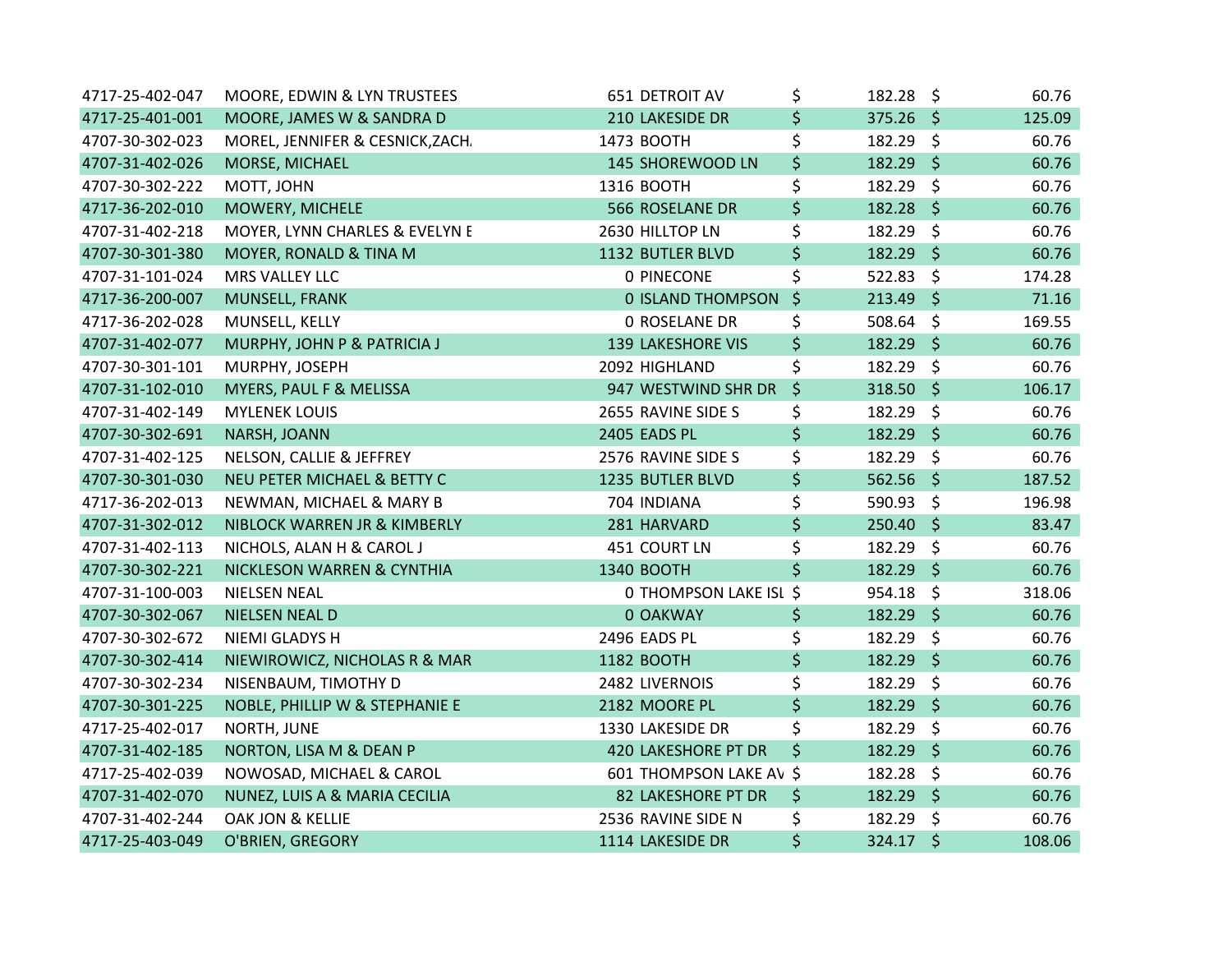| | | | | | | |
|---|---|---|---|---|---|---|
| 4717-25-402-047 | MOORE, EDWIN & LYN TRUSTEES | 651 DETROIT AV | $ | 182.28 | $ | 60.76 |
| 4717-25-401-001 | MOORE, JAMES W & SANDRA D | 210 LAKESIDE DR | $ | 375.26 | $ | 125.09 |
| 4707-30-302-023 | MOREL, JENNIFER & CESNICK,ZACH. | 1473 BOOTH | $ | 182.29 | $ | 60.76 |
| 4707-31-402-026 | MORSE, MICHAEL | 145 SHOREWOOD LN | $ | 182.29 | $ | 60.76 |
| 4707-30-302-222 | MOTT, JOHN | 1316 BOOTH | $ | 182.29 | $ | 60.76 |
| 4717-36-202-010 | MOWERY, MICHELE | 566 ROSELANE DR | $ | 182.28 | $ | 60.76 |
| 4707-31-402-218 | MOYER, LYNN CHARLES & EVELYN E | 2630 HILLTOP LN | $ | 182.29 | $ | 60.76 |
| 4707-30-301-380 | MOYER, RONALD & TINA M | 1132 BUTLER BLVD | $ | 182.29 | $ | 60.76 |
| 4707-31-101-024 | MRS VALLEY LLC | 0 PINECONE | $ | 522.83 | $ | 174.28 |
| 4717-36-200-007 | MUNSELL, FRANK | 0 ISLAND THOMPSON | $ | 213.49 | $ | 71.16 |
| 4717-36-202-028 | MUNSELL, KELLY | 0 ROSELANE DR | $ | 508.64 | $ | 169.55 |
| 4707-31-402-077 | MURPHY, JOHN P & PATRICIA J | 139 LAKESHORE VIS | $ | 182.29 | $ | 60.76 |
| 4707-30-301-101 | MURPHY, JOSEPH | 2092 HIGHLAND | $ | 182.29 | $ | 60.76 |
| 4707-31-102-010 | MYERS, PAUL F & MELISSA | 947 WESTWIND SHR DR | $ | 318.50 | $ | 106.17 |
| 4707-31-402-149 | MYLENEK LOUIS | 2655 RAVINE SIDE S | $ | 182.29 | $ | 60.76 |
| 4707-30-302-691 | NARSH, JOANN | 2405 EADS PL | $ | 182.29 | $ | 60.76 |
| 4707-31-402-125 | NELSON, CALLIE & JEFFREY | 2576 RAVINE SIDE S | $ | 182.29 | $ | 60.76 |
| 4707-30-301-030 | NEU PETER MICHAEL & BETTY C | 1235 BUTLER BLVD | $ | 562.56 | $ | 187.52 |
| 4717-36-202-013 | NEWMAN, MICHAEL & MARY B | 704 INDIANA | $ | 590.93 | $ | 196.98 |
| 4707-31-302-012 | NIBLOCK WARREN JR & KIMBERLY | 281 HARVARD | $ | 250.40 | $ | 83.47 |
| 4707-31-402-113 | NICHOLS, ALAN H & CAROL J | 451 COURT LN | $ | 182.29 | $ | 60.76 |
| 4707-30-302-221 | NICKLESON WARREN & CYNTHIA | 1340 BOOTH | $ | 182.29 | $ | 60.76 |
| 4707-31-100-003 | NIELSEN NEAL | 0 THOMPSON LAKE ISL | $ | 954.18 | $ | 318.06 |
| 4707-30-302-067 | NIELSEN NEAL D | 0 OAKWAY | $ | 182.29 | $ | 60.76 |
| 4707-30-302-672 | NIEMI GLADYS H | 2496 EADS PL | $ | 182.29 | $ | 60.76 |
| 4707-30-302-414 | NIEWIROWICZ, NICHOLAS R & MAR | 1182 BOOTH | $ | 182.29 | $ | 60.76 |
| 4707-30-302-234 | NISENBAUM, TIMOTHY D | 2482 LIVERNOIS | $ | 182.29 | $ | 60.76 |
| 4707-30-301-225 | NOBLE, PHILLIP W & STEPHANIE E | 2182 MOORE PL | $ | 182.29 | $ | 60.76 |
| 4717-25-402-017 | NORTH, JUNE | 1330 LAKESIDE DR | $ | 182.29 | $ | 60.76 |
| 4707-31-402-185 | NORTON, LISA M & DEAN P | 420 LAKESHORE PT DR | $ | 182.29 | $ | 60.76 |
| 4717-25-402-039 | NOWOSAD, MICHAEL & CAROL | 601 THOMPSON LAKE AV | $ | 182.28 | $ | 60.76 |
| 4707-31-402-070 | NUNEZ, LUIS A & MARIA CECILIA | 82 LAKESHORE PT DR | $ | 182.29 | $ | 60.76 |
| 4707-31-402-244 | OAK JON & KELLIE | 2536 RAVINE SIDE N | $ | 182.29 | $ | 60.76 |
| 4717-25-403-049 | O'BRIEN, GREGORY | 1114 LAKESIDE DR | $ | 324.17 | $ | 108.06 |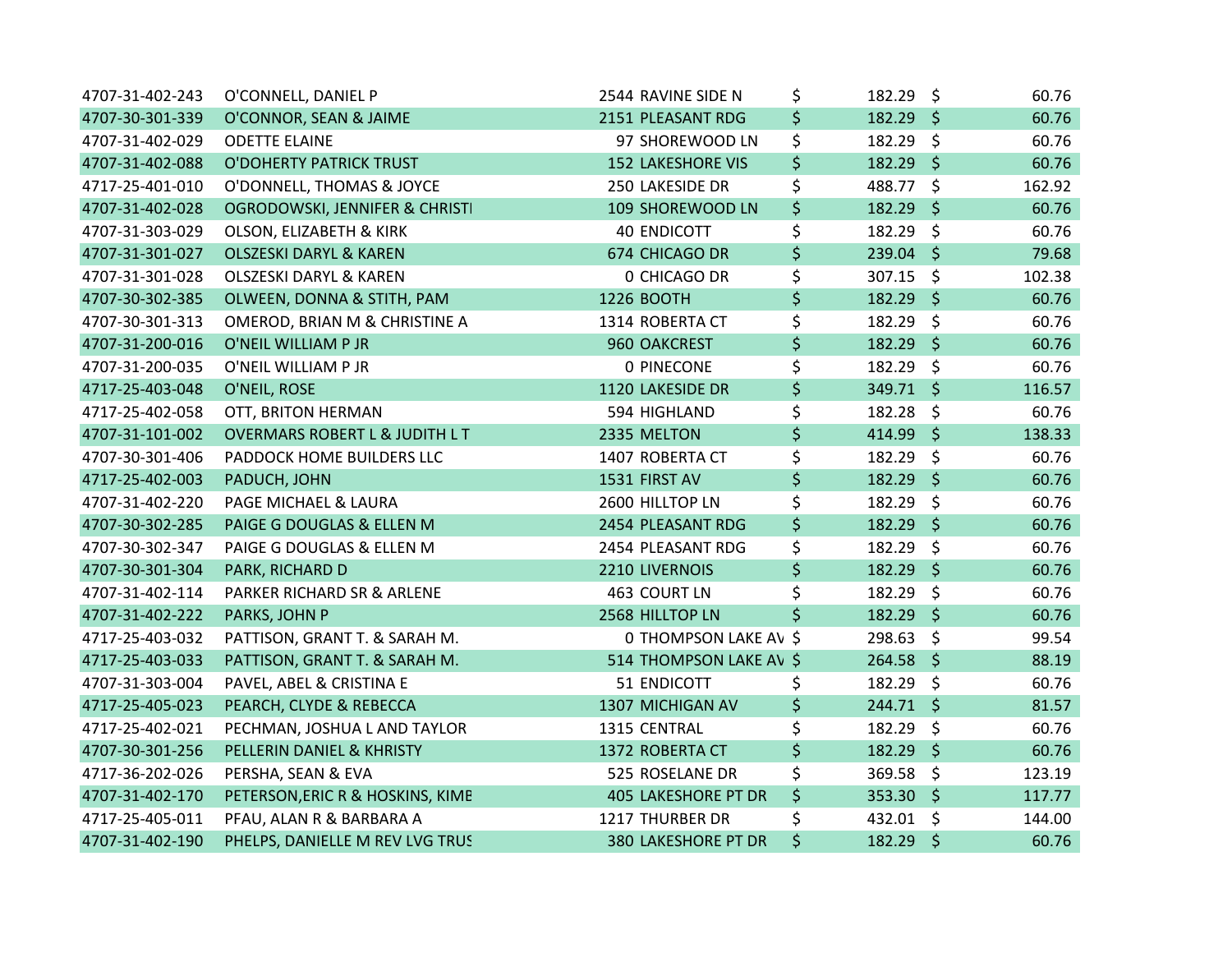| | | | | |
|---|---|---|---|---|
| 4707-31-402-243 | O'CONNELL, DANIEL P | 2544 RAVINE SIDE N | $ 182.29 | $ 60.76 |
| 4707-30-301-339 | O'CONNOR, SEAN & JAIME | 2151 PLEASANT RDG | $ 182.29 | $ 60.76 |
| 4707-31-402-029 | ODETTE ELAINE | 97 SHOREWOOD LN | $ 182.29 | $ 60.76 |
| 4707-31-402-088 | O'DOHERTY PATRICK TRUST | 152 LAKESHORE VIS | $ 182.29 | $ 60.76 |
| 4717-25-401-010 | O'DONNELL, THOMAS & JOYCE | 250 LAKESIDE DR | $ 488.77 | $ 162.92 |
| 4707-31-402-028 | OGRODOWSKI, JENNIFER & CHRISTI | 109 SHOREWOOD LN | $ 182.29 | $ 60.76 |
| 4707-31-303-029 | OLSON, ELIZABETH & KIRK | 40 ENDICOTT | $ 182.29 | $ 60.76 |
| 4707-31-301-027 | OLSZESKI DARYL & KAREN | 674 CHICAGO DR | $ 239.04 | $ 79.68 |
| 4707-31-301-028 | OLSZESKI DARYL & KAREN | 0 CHICAGO DR | $ 307.15 | $ 102.38 |
| 4707-30-302-385 | OLWEEN, DONNA & STITH, PAM | 1226 BOOTH | $ 182.29 | $ 60.76 |
| 4707-30-301-313 | OMEROD, BRIAN M & CHRISTINE A | 1314 ROBERTA CT | $ 182.29 | $ 60.76 |
| 4707-31-200-016 | O'NEIL WILLIAM P JR | 960 OAKCREST | $ 182.29 | $ 60.76 |
| 4707-31-200-035 | O'NEIL WILLIAM P JR | 0 PINECONE | $ 182.29 | $ 60.76 |
| 4717-25-403-048 | O'NEIL, ROSE | 1120 LAKESIDE DR | $ 349.71 | $ 116.57 |
| 4717-25-402-058 | OTT, BRITON HERMAN | 594 HIGHLAND | $ 182.28 | $ 60.76 |
| 4707-31-101-002 | OVERMARS ROBERT L & JUDITH L T | 2335 MELTON | $ 414.99 | $ 138.33 |
| 4707-30-301-406 | PADDOCK HOME BUILDERS LLC | 1407 ROBERTA CT | $ 182.29 | $ 60.76 |
| 4717-25-402-003 | PADUCH, JOHN | 1531 FIRST AV | $ 182.29 | $ 60.76 |
| 4707-31-402-220 | PAGE MICHAEL & LAURA | 2600 HILLTOP LN | $ 182.29 | $ 60.76 |
| 4707-30-302-285 | PAIGE G DOUGLAS & ELLEN M | 2454 PLEASANT RDG | $ 182.29 | $ 60.76 |
| 4707-30-302-347 | PAIGE G DOUGLAS & ELLEN M | 2454 PLEASANT RDG | $ 182.29 | $ 60.76 |
| 4707-30-301-304 | PARK, RICHARD D | 2210 LIVERNOIS | $ 182.29 | $ 60.76 |
| 4707-31-402-114 | PARKER RICHARD SR & ARLENE | 463 COURT LN | $ 182.29 | $ 60.76 |
| 4707-31-402-222 | PARKS, JOHN P | 2568 HILLTOP LN | $ 182.29 | $ 60.76 |
| 4717-25-403-032 | PATTISON, GRANT T. & SARAH M. | 0 THOMPSON LAKE AV | $ 298.63 | $ 99.54 |
| 4717-25-403-033 | PATTISON, GRANT T. & SARAH M. | 514 THOMPSON LAKE AV | $ 264.58 | $ 88.19 |
| 4707-31-303-004 | PAVEL, ABEL & CRISTINA E | 51 ENDICOTT | $ 182.29 | $ 60.76 |
| 4717-25-405-023 | PEARCH, CLYDE & REBECCA | 1307 MICHIGAN AV | $ 244.71 | $ 81.57 |
| 4717-25-402-021 | PECHMAN, JOSHUA L AND TAYLOR | 1315 CENTRAL | $ 182.29 | $ 60.76 |
| 4707-30-301-256 | PELLERIN DANIEL & KHRISTY | 1372 ROBERTA CT | $ 182.29 | $ 60.76 |
| 4717-36-202-026 | PERSHA, SEAN & EVA | 525 ROSELANE DR | $ 369.58 | $ 123.19 |
| 4707-31-402-170 | PETERSON,ERIC R & HOSKINS, KIME | 405 LAKESHORE PT DR | $ 353.30 | $ 117.77 |
| 4717-25-405-011 | PFAU, ALAN R & BARBARA A | 1217 THURBER DR | $ 432.01 | $ 144.00 |
| 4707-31-402-190 | PHELPS, DANIELLE M REV LVG TRUS | 380 LAKESHORE PT DR | $ 182.29 | $ 60.76 |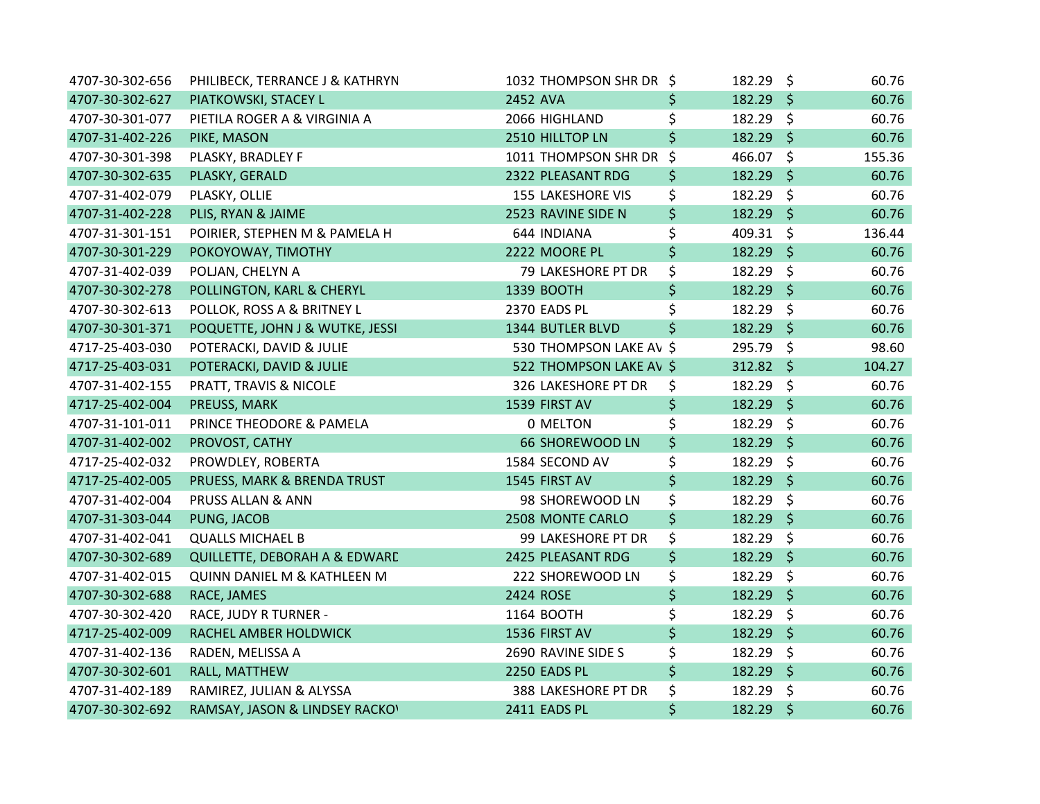| | | | | |
|---|---|---|---|---|
| 4707-30-302-656 | PHILIBECK, TERRANCE J & KATHRYN | 1032 THOMPSON SHR DR | $ 182.29 | $ 60.76 |
| 4707-30-302-627 | PIATKOWSKI, STACEY L | 2452 AVA | $ 182.29 | $ 60.76 |
| 4707-30-301-077 | PIETILA ROGER A & VIRGINIA A | 2066 HIGHLAND | $ 182.29 | $ 60.76 |
| 4707-31-402-226 | PIKE, MASON | 2510 HILLTOP LN | $ 182.29 | $ 60.76 |
| 4707-30-301-398 | PLASKY, BRADLEY F | 1011 THOMPSON SHR DR | $ 466.07 | $ 155.36 |
| 4707-30-302-635 | PLASKY, GERALD | 2322 PLEASANT RDG | $ 182.29 | $ 60.76 |
| 4707-31-402-079 | PLASKY, OLLIE | 155 LAKESHORE VIS | $ 182.29 | $ 60.76 |
| 4707-31-402-228 | PLIS, RYAN & JAIME | 2523 RAVINE SIDE N | $ 182.29 | $ 60.76 |
| 4707-31-301-151 | POIRIER, STEPHEN M & PAMELA H | 644 INDIANA | $ 409.31 | $ 136.44 |
| 4707-30-301-229 | POKOYOWAY, TIMOTHY | 2222 MOORE PL | $ 182.29 | $ 60.76 |
| 4707-31-402-039 | POLJAN, CHELYN A | 79 LAKESHORE PT DR | $ 182.29 | $ 60.76 |
| 4707-30-302-278 | POLLINGTON, KARL & CHERYL | 1339 BOOTH | $ 182.29 | $ 60.76 |
| 4707-30-302-613 | POLLOK, ROSS A & BRITNEY L | 2370 EADS PL | $ 182.29 | $ 60.76 |
| 4707-30-301-371 | POQUETTE, JOHN J & WUTKE, JESSI | 1344 BUTLER BLVD | $ 182.29 | $ 60.76 |
| 4717-25-403-030 | POTERACKI, DAVID & JULIE | 530 THOMPSON LAKE AV | $ 295.79 | $ 98.60 |
| 4717-25-403-031 | POTERACKI, DAVID & JULIE | 522 THOMPSON LAKE AV | $ 312.82 | $ 104.27 |
| 4707-31-402-155 | PRATT, TRAVIS & NICOLE | 326 LAKESHORE PT DR | $ 182.29 | $ 60.76 |
| 4717-25-402-004 | PREUSS, MARK | 1539 FIRST AV | $ 182.29 | $ 60.76 |
| 4707-31-101-011 | PRINCE THEODORE & PAMELA | 0 MELTON | $ 182.29 | $ 60.76 |
| 4707-31-402-002 | PROVOST, CATHY | 66 SHOREWOOD LN | $ 182.29 | $ 60.76 |
| 4717-25-402-032 | PROWDLEY, ROBERTA | 1584 SECOND AV | $ 182.29 | $ 60.76 |
| 4717-25-402-005 | PRUESS, MARK & BRENDA TRUST | 1545 FIRST AV | $ 182.29 | $ 60.76 |
| 4707-31-402-004 | PRUSS ALLAN & ANN | 98 SHOREWOOD LN | $ 182.29 | $ 60.76 |
| 4707-31-303-044 | PUNG, JACOB | 2508 MONTE CARLO | $ 182.29 | $ 60.76 |
| 4707-31-402-041 | QUALLS MICHAEL B | 99 LAKESHORE PT DR | $ 182.29 | $ 60.76 |
| 4707-30-302-689 | QUILLETTE, DEBORAH A & EDWARD | 2425 PLEASANT RDG | $ 182.29 | $ 60.76 |
| 4707-31-402-015 | QUINN DANIEL M & KATHLEEN M | 222 SHOREWOOD LN | $ 182.29 | $ 60.76 |
| 4707-30-302-688 | RACE, JAMES | 2424 ROSE | $ 182.29 | $ 60.76 |
| 4707-30-302-420 | RACE, JUDY R TURNER - | 1164 BOOTH | $ 182.29 | $ 60.76 |
| 4717-25-402-009 | RACHEL AMBER HOLDWICK | 1536 FIRST AV | $ 182.29 | $ 60.76 |
| 4707-31-402-136 | RADEN, MELISSA A | 2690 RAVINE SIDE S | $ 182.29 | $ 60.76 |
| 4707-30-302-601 | RALL, MATTHEW | 2250 EADS PL | $ 182.29 | $ 60.76 |
| 4707-31-402-189 | RAMIREZ, JULIAN & ALYSSA | 388 LAKESHORE PT DR | $ 182.29 | $ 60.76 |
| 4707-30-302-692 | RAMSAY, JASON & LINDSEY RACKOY | 2411 EADS PL | $ 182.29 | $ 60.76 |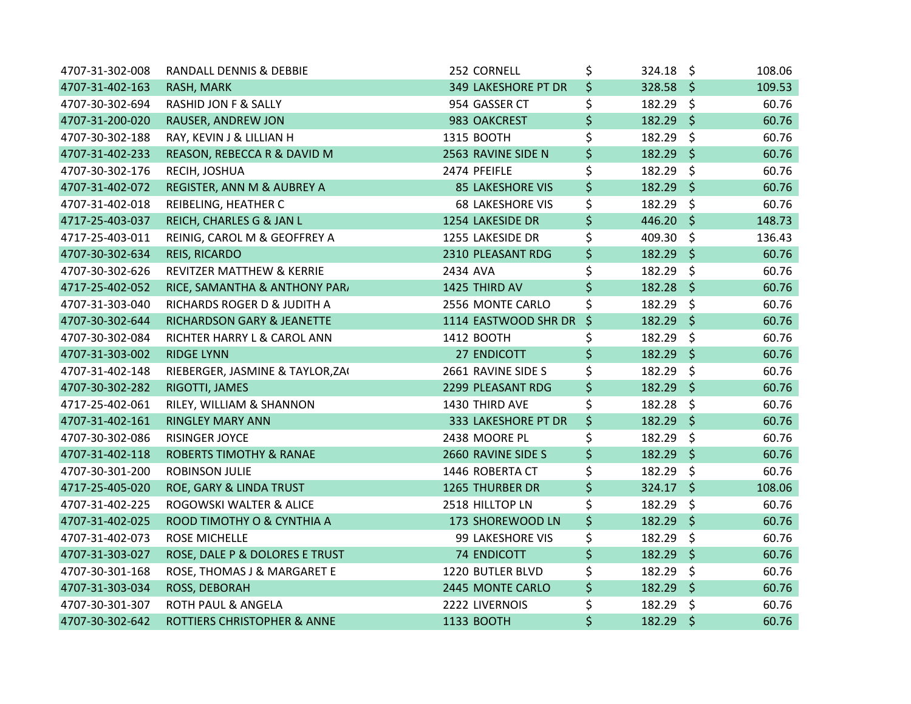| | | | | | | |
|---|---|---|---|---|---|---|
| 4707-31-302-008 | RANDALL DENNIS & DEBBIE | 252 CORNELL | $ | 324.18 | $ | 108.06 |
| 4707-31-402-163 | RASH, MARK | 349 LAKESHORE PT DR | $ | 328.58 | $ | 109.53 |
| 4707-30-302-694 | RASHID JON F & SALLY | 954 GASSER CT | $ | 182.29 | $ | 60.76 |
| 4707-31-200-020 | RAUSER, ANDREW JON | 983 OAKCREST | $ | 182.29 | $ | 60.76 |
| 4707-30-302-188 | RAY, KEVIN J & LILLIAN H | 1315 BOOTH | $ | 182.29 | $ | 60.76 |
| 4707-31-402-233 | REASON, REBECCA R & DAVID M | 2563 RAVINE SIDE N | $ | 182.29 | $ | 60.76 |
| 4707-30-302-176 | RECIH, JOSHUA | 2474 PFEIFLE | $ | 182.29 | $ | 60.76 |
| 4707-31-402-072 | REGISTER, ANN M & AUBREY A | 85 LAKESHORE VIS | $ | 182.29 | $ | 60.76 |
| 4707-31-402-018 | REIBELING, HEATHER C | 68 LAKESHORE VIS | $ | 182.29 | $ | 60.76 |
| 4717-25-403-037 | REICH, CHARLES G & JAN L | 1254 LAKESIDE DR | $ | 446.20 | $ | 148.73 |
| 4717-25-403-011 | REINIG, CAROL M & GEOFFREY A | 1255 LAKESIDE DR | $ | 409.30 | $ | 136.43 |
| 4707-30-302-634 | REIS, RICARDO | 2310 PLEASANT RDG | $ | 182.29 | $ | 60.76 |
| 4707-30-302-626 | REVITZER MATTHEW & KERRIE | 2434 AVA | $ | 182.29 | $ | 60.76 |
| 4717-25-402-052 | RICE, SAMANTHA & ANTHONY PAR/ | 1425 THIRD AV | $ | 182.28 | $ | 60.76 |
| 4707-31-303-040 | RICHARDS ROGER D & JUDITH A | 2556 MONTE CARLO | $ | 182.29 | $ | 60.76 |
| 4707-30-302-644 | RICHARDSON GARY & JEANETTE | 1114 EASTWOOD SHR DR | $ | 182.29 | $ | 60.76 |
| 4707-30-302-084 | RICHTER HARRY L & CAROL ANN | 1412 BOOTH | $ | 182.29 | $ | 60.76 |
| 4707-31-303-002 | RIDGE LYNN | 27 ENDICOTT | $ | 182.29 | $ | 60.76 |
| 4707-31-402-148 | RIEBERGER, JASMINE & TAYLOR,ZA( | 2661 RAVINE SIDE S | $ | 182.29 | $ | 60.76 |
| 4707-30-302-282 | RIGOTTI, JAMES | 2299 PLEASANT RDG | $ | 182.29 | $ | 60.76 |
| 4717-25-402-061 | RILEY, WILLIAM & SHANNON | 1430 THIRD AVE | $ | 182.28 | $ | 60.76 |
| 4707-31-402-161 | RINGLEY MARY ANN | 333 LAKESHORE PT DR | $ | 182.29 | $ | 60.76 |
| 4707-30-302-086 | RISINGER JOYCE | 2438 MOORE PL | $ | 182.29 | $ | 60.76 |
| 4707-31-402-118 | ROBERTS TIMOTHY & RANAE | 2660 RAVINE SIDE S | $ | 182.29 | $ | 60.76 |
| 4707-30-301-200 | ROBINSON JULIE | 1446 ROBERTA CT | $ | 182.29 | $ | 60.76 |
| 4717-25-405-020 | ROE, GARY & LINDA TRUST | 1265 THURBER DR | $ | 324.17 | $ | 108.06 |
| 4707-31-402-225 | ROGOWSKI WALTER & ALICE | 2518 HILLTOP LN | $ | 182.29 | $ | 60.76 |
| 4707-31-402-025 | ROOD TIMOTHY O & CYNTHIA A | 173 SHOREWOOD LN | $ | 182.29 | $ | 60.76 |
| 4707-31-402-073 | ROSE MICHELLE | 99 LAKESHORE VIS | $ | 182.29 | $ | 60.76 |
| 4707-31-303-027 | ROSE, DALE P & DOLORES E TRUST | 74 ENDICOTT | $ | 182.29 | $ | 60.76 |
| 4707-30-301-168 | ROSE, THOMAS J & MARGARET E | 1220 BUTLER BLVD | $ | 182.29 | $ | 60.76 |
| 4707-31-303-034 | ROSS, DEBORAH | 2445 MONTE CARLO | $ | 182.29 | $ | 60.76 |
| 4707-30-301-307 | ROTH PAUL & ANGELA | 2222 LIVERNOIS | $ | 182.29 | $ | 60.76 |
| 4707-30-302-642 | ROTTIERS CHRISTOPHER & ANNE | 1133 BOOTH | $ | 182.29 | $ | 60.76 |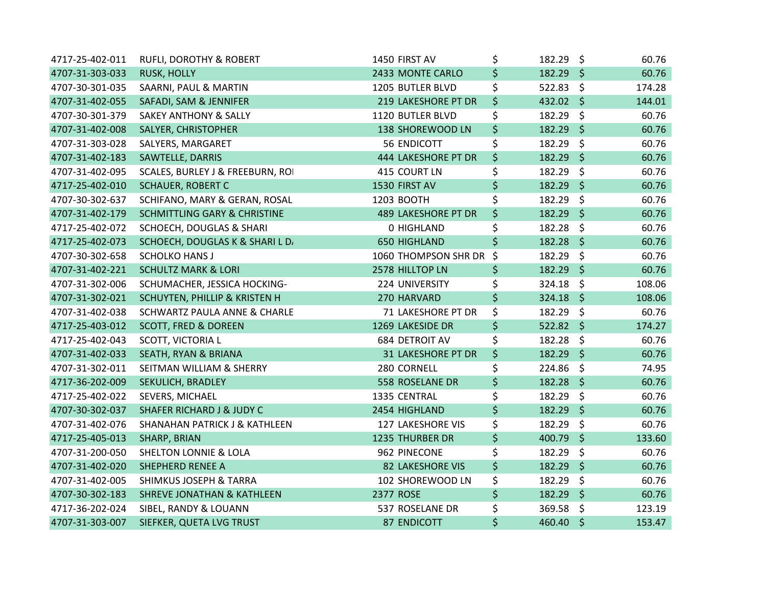| | | | | | | |
|---|---|---|---|---|---|---|
| 4717-25-402-011 | RUFLI, DOROTHY & ROBERT | 1450 FIRST AV | $ | 182.29 | $ | 60.76 |
| 4707-31-303-033 | RUSK, HOLLY | 2433 MONTE CARLO | $ | 182.29 | $ | 60.76 |
| 4707-30-301-035 | SAARNI, PAUL & MARTIN | 1205 BUTLER BLVD | $ | 522.83 | $ | 174.28 |
| 4707-31-402-055 | SAFADI, SAM & JENNIFER | 219 LAKESHORE PT DR | $ | 432.02 | $ | 144.01 |
| 4707-30-301-379 | SAKEY ANTHONY & SALLY | 1120 BUTLER BLVD | $ | 182.29 | $ | 60.76 |
| 4707-31-402-008 | SALYER, CHRISTOPHER | 138 SHOREWOOD LN | $ | 182.29 | $ | 60.76 |
| 4707-31-303-028 | SALYERS, MARGARET | 56 ENDICOTT | $ | 182.29 | $ | 60.76 |
| 4707-31-402-183 | SAWTELLE, DARRIS | 444 LAKESHORE PT DR | $ | 182.29 | $ | 60.76 |
| 4707-31-402-095 | SCALES, BURLEY J & FREEBURN, RO | 415 COURT LN | $ | 182.29 | $ | 60.76 |
| 4717-25-402-010 | SCHAUER, ROBERT C | 1530 FIRST AV | $ | 182.29 | $ | 60.76 |
| 4707-30-302-637 | SCHIFANO, MARY & GERAN, ROSAL | 1203 BOOTH | $ | 182.29 | $ | 60.76 |
| 4707-31-402-179 | SCHMITTLING GARY & CHRISTINE | 489 LAKESHORE PT DR | $ | 182.29 | $ | 60.76 |
| 4717-25-402-072 | SCHOECH, DOUGLAS & SHARI | 0 HIGHLAND | $ | 182.28 | $ | 60.76 |
| 4717-25-402-073 | SCHOECH, DOUGLAS K & SHARI L D | 650 HIGHLAND | $ | 182.28 | $ | 60.76 |
| 4707-30-302-658 | SCHOLKO HANS J | 1060 THOMPSON SHR DR | $ | 182.29 | $ | 60.76 |
| 4707-31-402-221 | SCHULTZ MARK & LORI | 2578 HILLTOP LN | $ | 182.29 | $ | 60.76 |
| 4707-31-302-006 | SCHUMACHER, JESSICA HOCKING- | 224 UNIVERSITY | $ | 324.18 | $ | 108.06 |
| 4707-31-302-021 | SCHUYTEN, PHILLIP & KRISTEN H | 270 HARVARD | $ | 324.18 | $ | 108.06 |
| 4707-31-402-038 | SCHWARTZ PAULA ANNE & CHARLE | 71 LAKESHORE PT DR | $ | 182.29 | $ | 60.76 |
| 4717-25-403-012 | SCOTT, FRED & DOREEN | 1269 LAKESIDE DR | $ | 522.82 | $ | 174.27 |
| 4717-25-402-043 | SCOTT, VICTORIA L | 684 DETROIT AV | $ | 182.28 | $ | 60.76 |
| 4707-31-402-033 | SEATH, RYAN & BRIANA | 31 LAKESHORE PT DR | $ | 182.29 | $ | 60.76 |
| 4707-31-302-011 | SEITMAN WILLIAM & SHERRY | 280 CORNELL | $ | 224.86 | $ | 74.95 |
| 4717-36-202-009 | SEKULICH, BRADLEY | 558 ROSELANE DR | $ | 182.28 | $ | 60.76 |
| 4717-25-402-022 | SEVERS, MICHAEL | 1335 CENTRAL | $ | 182.29 | $ | 60.76 |
| 4707-30-302-037 | SHAFER RICHARD J & JUDY C | 2454 HIGHLAND | $ | 182.29 | $ | 60.76 |
| 4707-31-402-076 | SHANAHAN PATRICK J & KATHLEEN | 127 LAKESHORE VIS | $ | 182.29 | $ | 60.76 |
| 4717-25-405-013 | SHARP, BRIAN | 1235 THURBER DR | $ | 400.79 | $ | 133.60 |
| 4707-31-200-050 | SHELTON LONNIE & LOLA | 962 PINECONE | $ | 182.29 | $ | 60.76 |
| 4707-31-402-020 | SHEPHERD RENEE A | 82 LAKESHORE VIS | $ | 182.29 | $ | 60.76 |
| 4707-31-402-005 | SHIMKUS JOSEPH & TARRA | 102 SHOREWOOD LN | $ | 182.29 | $ | 60.76 |
| 4707-30-302-183 | SHREVE JONATHAN & KATHLEEN | 2377 ROSE | $ | 182.29 | $ | 60.76 |
| 4717-36-202-024 | SIBEL, RANDY & LOUANN | 537 ROSELANE DR | $ | 369.58 | $ | 123.19 |
| 4707-31-303-007 | SIEFKER, QUETA LVG TRUST | 87 ENDICOTT | $ | 460.40 | $ | 153.47 |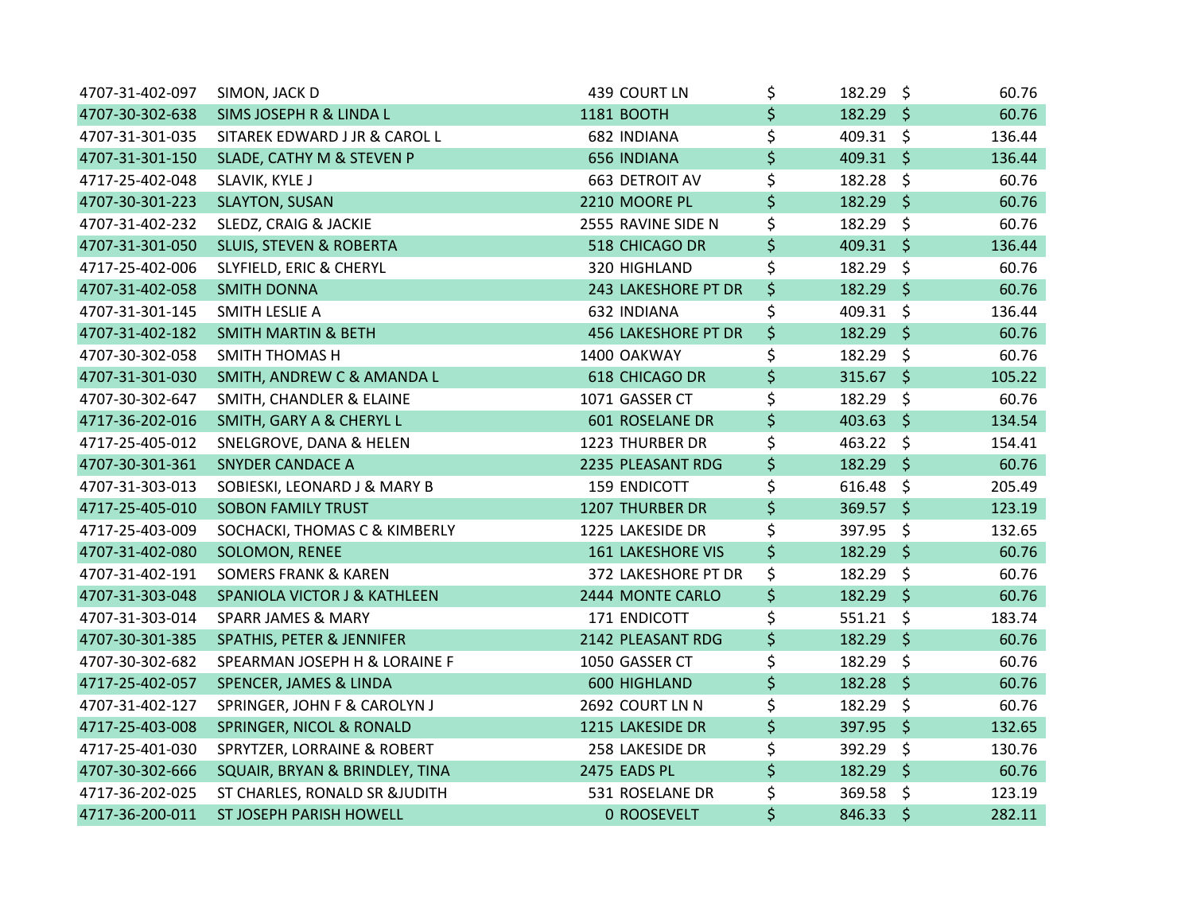| | | | | | | |
|---|---|---|---|---|---|---|
| 4707-31-402-097 | SIMON, JACK D | 439 COURT LN | $ | 182.29 | $ | 60.76 |
| 4707-30-302-638 | SIMS JOSEPH R & LINDA L | 1181 BOOTH | $ | 182.29 | $ | 60.76 |
| 4707-31-301-035 | SITAREK EDWARD J JR & CAROL L | 682 INDIANA | $ | 409.31 | $ | 136.44 |
| 4707-31-301-150 | SLADE, CATHY M & STEVEN P | 656 INDIANA | $ | 409.31 | $ | 136.44 |
| 4717-25-402-048 | SLAVIK, KYLE J | 663 DETROIT AV | $ | 182.28 | $ | 60.76 |
| 4707-30-301-223 | SLAYTON, SUSAN | 2210 MOORE PL | $ | 182.29 | $ | 60.76 |
| 4707-31-402-232 | SLEDZ, CRAIG & JACKIE | 2555 RAVINE SIDE N | $ | 182.29 | $ | 60.76 |
| 4707-31-301-050 | SLUIS, STEVEN & ROBERTA | 518 CHICAGO DR | $ | 409.31 | $ | 136.44 |
| 4717-25-402-006 | SLYFIELD, ERIC & CHERYL | 320 HIGHLAND | $ | 182.29 | $ | 60.76 |
| 4707-31-402-058 | SMITH DONNA | 243 LAKESHORE PT DR | $ | 182.29 | $ | 60.76 |
| 4707-31-301-145 | SMITH LESLIE A | 632 INDIANA | $ | 409.31 | $ | 136.44 |
| 4707-31-402-182 | SMITH MARTIN & BETH | 456 LAKESHORE PT DR | $ | 182.29 | $ | 60.76 |
| 4707-30-302-058 | SMITH THOMAS H | 1400 OAKWAY | $ | 182.29 | $ | 60.76 |
| 4707-31-301-030 | SMITH, ANDREW C & AMANDA L | 618 CHICAGO DR | $ | 315.67 | $ | 105.22 |
| 4707-30-302-647 | SMITH, CHANDLER & ELAINE | 1071 GASSER CT | $ | 182.29 | $ | 60.76 |
| 4717-36-202-016 | SMITH, GARY A & CHERYL L | 601 ROSELANE DR | $ | 403.63 | $ | 134.54 |
| 4717-25-405-012 | SNELGROVE, DANA & HELEN | 1223 THURBER DR | $ | 463.22 | $ | 154.41 |
| 4707-30-301-361 | SNYDER CANDACE A | 2235 PLEASANT RDG | $ | 182.29 | $ | 60.76 |
| 4707-31-303-013 | SOBIESKI, LEONARD J & MARY B | 159 ENDICOTT | $ | 616.48 | $ | 205.49 |
| 4717-25-405-010 | SOBON FAMILY TRUST | 1207 THURBER DR | $ | 369.57 | $ | 123.19 |
| 4717-25-403-009 | SOCHACKI, THOMAS C & KIMBERLY | 1225 LAKESIDE DR | $ | 397.95 | $ | 132.65 |
| 4707-31-402-080 | SOLOMON, RENEE | 161 LAKESHORE VIS | $ | 182.29 | $ | 60.76 |
| 4707-31-402-191 | SOMERS FRANK & KAREN | 372 LAKESHORE PT DR | $ | 182.29 | $ | 60.76 |
| 4707-31-303-048 | SPANIOLA VICTOR J & KATHLEEN | 2444 MONTE CARLO | $ | 182.29 | $ | 60.76 |
| 4707-31-303-014 | SPARR JAMES & MARY | 171 ENDICOTT | $ | 551.21 | $ | 183.74 |
| 4707-30-301-385 | SPATHIS, PETER & JENNIFER | 2142 PLEASANT RDG | $ | 182.29 | $ | 60.76 |
| 4707-30-302-682 | SPEARMAN JOSEPH H & LORAINE F | 1050 GASSER CT | $ | 182.29 | $ | 60.76 |
| 4717-25-402-057 | SPENCER, JAMES & LINDA | 600 HIGHLAND | $ | 182.28 | $ | 60.76 |
| 4707-31-402-127 | SPRINGER, JOHN F & CAROLYN J | 2692 COURT LN N | $ | 182.29 | $ | 60.76 |
| 4717-25-403-008 | SPRINGER, NICOL & RONALD | 1215 LAKESIDE DR | $ | 397.95 | $ | 132.65 |
| 4717-25-401-030 | SPRYTZER, LORRAINE & ROBERT | 258 LAKESIDE DR | $ | 392.29 | $ | 130.76 |
| 4707-30-302-666 | SQUAIR, BRYAN & BRINDLEY, TINA | 2475 EADS PL | $ | 182.29 | $ | 60.76 |
| 4717-36-202-025 | ST CHARLES, RONALD SR &JUDITH | 531 ROSELANE DR | $ | 369.58 | $ | 123.19 |
| 4717-36-200-011 | ST JOSEPH PARISH HOWELL | 0 ROOSEVELT | $ | 846.33 | $ | 282.11 |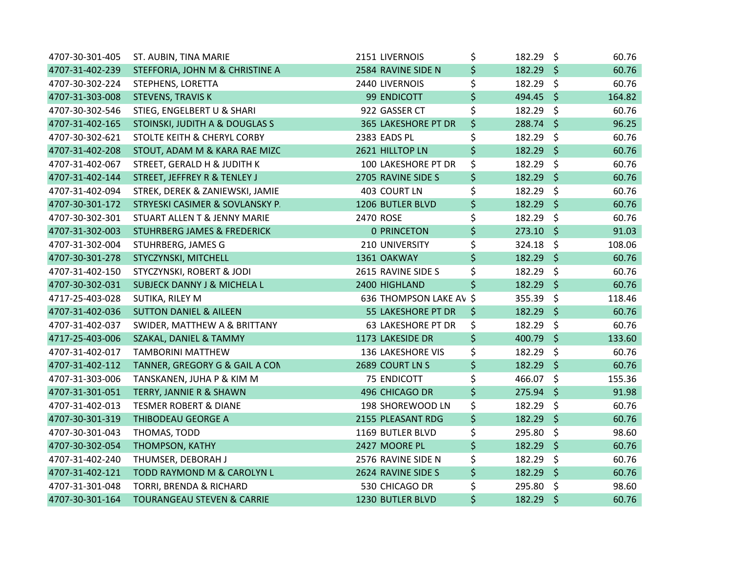| | | | | |
|---|---|---|---|---|
| 4707-30-301-405 | ST. AUBIN, TINA MARIE | 2151 LIVERNOIS | $ 182.29 | $ 60.76 |
| 4707-31-402-239 | STEFFORIA, JOHN M & CHRISTINE A | 2584 RAVINE SIDE N | $ 182.29 | $ 60.76 |
| 4707-30-302-224 | STEPHENS, LORETTA | 2440 LIVERNOIS | $ 182.29 | $ 60.76 |
| 4707-31-303-008 | STEVENS, TRAVIS K | 99 ENDICOTT | $ 494.45 | $ 164.82 |
| 4707-30-302-546 | STIEG, ENGELBERT U & SHARI | 922 GASSER CT | $ 182.29 | $ 60.76 |
| 4707-31-402-165 | STOINSKI, JUDITH A & DOUGLAS S | 365 LAKESHORE PT DR | $ 288.74 | $ 96.25 |
| 4707-30-302-621 | STOLTE KEITH & CHERYL CORBY | 2383 EADS PL | $ 182.29 | $ 60.76 |
| 4707-31-402-208 | STOUT, ADAM M & KARA RAE MIZC | 2621 HILLTOP LN | $ 182.29 | $ 60.76 |
| 4707-31-402-067 | STREET, GERALD H & JUDITH K | 100 LAKESHORE PT DR | $ 182.29 | $ 60.76 |
| 4707-31-402-144 | STREET, JEFFREY R & TENLEY J | 2705 RAVINE SIDE S | $ 182.29 | $ 60.76 |
| 4707-31-402-094 | STREK, DEREK & ZANIEWSKI, JAMIE | 403 COURT LN | $ 182.29 | $ 60.76 |
| 4707-30-301-172 | STRYESKI CASIMER & SOVLANSKY P. | 1206 BUTLER BLVD | $ 182.29 | $ 60.76 |
| 4707-30-302-301 | STUART ALLEN T & JENNY MARIE | 2470 ROSE | $ 182.29 | $ 60.76 |
| 4707-31-302-003 | STUHRBERG JAMES & FREDERICK | 0 PRINCETON | $ 273.10 | $ 91.03 |
| 4707-31-302-004 | STUHRBERG, JAMES G | 210 UNIVERSITY | $ 324.18 | $ 108.06 |
| 4707-30-301-278 | STYCZYNSKI, MITCHELL | 1361 OAKWAY | $ 182.29 | $ 60.76 |
| 4707-31-402-150 | STYCZYNSKI, ROBERT & JODI | 2615 RAVINE SIDE S | $ 182.29 | $ 60.76 |
| 4707-30-302-031 | SUBJECK DANNY J & MICHELA L | 2400 HIGHLAND | $ 182.29 | $ 60.76 |
| 4717-25-403-028 | SUTIKA, RILEY M | 636 THOMPSON LAKE AV | $ 355.39 | $ 118.46 |
| 4707-31-402-036 | SUTTON DANIEL & AILEEN | 55 LAKESHORE PT DR | $ 182.29 | $ 60.76 |
| 4707-31-402-037 | SWIDER, MATTHEW A & BRITTANY | 63 LAKESHORE PT DR | $ 182.29 | $ 60.76 |
| 4717-25-403-006 | SZAKAL, DANIEL & TAMMY | 1173 LAKESIDE DR | $ 400.79 | $ 133.60 |
| 4707-31-402-017 | TAMBORINI MATTHEW | 136 LAKESHORE VIS | $ 182.29 | $ 60.76 |
| 4707-31-402-112 | TANNER, GREGORY G & GAIL A CON | 2689 COURT LN S | $ 182.29 | $ 60.76 |
| 4707-31-303-006 | TANSKANEN, JUHA P & KIM M | 75 ENDICOTT | $ 466.07 | $ 155.36 |
| 4707-31-301-051 | TERRY, JANNIE R & SHAWN | 496 CHICAGO DR | $ 275.94 | $ 91.98 |
| 4707-31-402-013 | TESMER ROBERT & DIANE | 198 SHOREWOOD LN | $ 182.29 | $ 60.76 |
| 4707-30-301-319 | THIBODEAU GEORGE A | 2155 PLEASANT RDG | $ 182.29 | $ 60.76 |
| 4707-30-301-043 | THOMAS, TODD | 1169 BUTLER BLVD | $ 295.80 | $ 98.60 |
| 4707-30-302-054 | THOMPSON, KATHY | 2427 MOORE PL | $ 182.29 | $ 60.76 |
| 4707-31-402-240 | THUMSER, DEBORAH J | 2576 RAVINE SIDE N | $ 182.29 | $ 60.76 |
| 4707-31-402-121 | TODD RAYMOND M & CAROLYN L | 2624 RAVINE SIDE S | $ 182.29 | $ 60.76 |
| 4707-31-301-048 | TORRI, BRENDA & RICHARD | 530 CHICAGO DR | $ 295.80 | $ 98.60 |
| 4707-30-301-164 | TOURANGEAU STEVEN & CARRIE | 1230 BUTLER BLVD | $ 182.29 | $ 60.76 |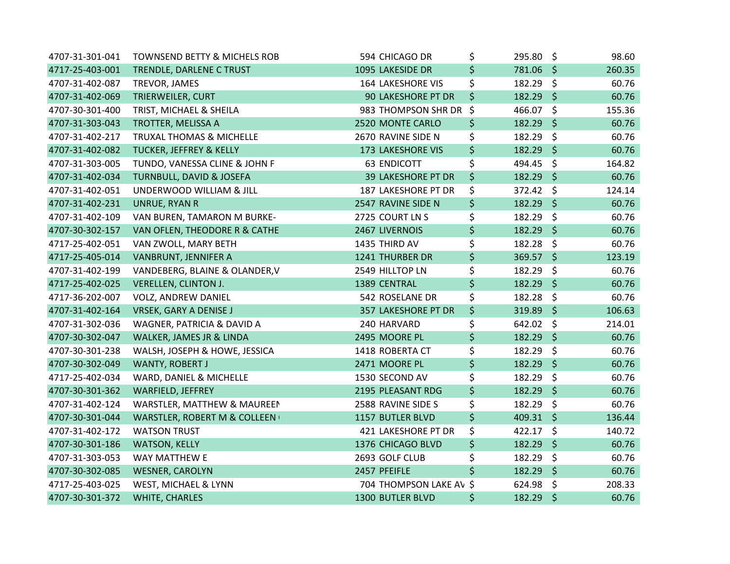| | | | | | | |
|---|---|---|---|---|---|---|
| 4707-31-301-041 | TOWNSEND BETTY & MICHELS ROB | 594 CHICAGO DR | $ | 295.80 | $ | 98.60 |
| 4717-25-403-001 | TRENDLE, DARLENE C TRUST | 1095 LAKESIDE DR | $ | 781.06 | $ | 260.35 |
| 4707-31-402-087 | TREVOR, JAMES | 164 LAKESHORE VIS | $ | 182.29 | $ | 60.76 |
| 4707-31-402-069 | TRIERWEILER, CURT | 90 LAKESHORE PT DR | $ | 182.29 | $ | 60.76 |
| 4707-30-301-400 | TRIST, MICHAEL & SHEILA | 983 THOMPSON SHR DR | $ | 466.07 | $ | 155.36 |
| 4707-31-303-043 | TROTTER, MELISSA A | 2520 MONTE CARLO | $ | 182.29 | $ | 60.76 |
| 4707-31-402-217 | TRUXAL THOMAS & MICHELLE | 2670 RAVINE SIDE N | $ | 182.29 | $ | 60.76 |
| 4707-31-402-082 | TUCKER, JEFFREY & KELLY | 173 LAKESHORE VIS | $ | 182.29 | $ | 60.76 |
| 4707-31-303-005 | TUNDO, VANESSA CLINE & JOHN F | 63 ENDICOTT | $ | 494.45 | $ | 164.82 |
| 4707-31-402-034 | TURNBULL, DAVID & JOSEFA | 39 LAKESHORE PT DR | $ | 182.29 | $ | 60.76 |
| 4707-31-402-051 | UNDERWOOD WILLIAM & JILL | 187 LAKESHORE PT DR | $ | 372.42 | $ | 124.14 |
| 4707-31-402-231 | UNRUE, RYAN R | 2547 RAVINE SIDE N | $ | 182.29 | $ | 60.76 |
| 4707-31-402-109 | VAN BUREN, TAMARON M BURKE- | 2725 COURT LN S | $ | 182.29 | $ | 60.76 |
| 4707-30-302-157 | VAN OFLEN, THEODORE R & CATHE | 2467 LIVERNOIS | $ | 182.29 | $ | 60.76 |
| 4717-25-402-051 | VAN ZWOLL, MARY BETH | 1435 THIRD AV | $ | 182.28 | $ | 60.76 |
| 4717-25-405-014 | VANBRUNT, JENNIFER A | 1241 THURBER DR | $ | 369.57 | $ | 123.19 |
| 4707-31-402-199 | VANDEBERG, BLAINE & OLANDER,V | 2549 HILLTOP LN | $ | 182.29 | $ | 60.76 |
| 4717-25-402-025 | VERELLEN, CLINTON J. | 1389 CENTRAL | $ | 182.29 | $ | 60.76 |
| 4717-36-202-007 | VOLZ, ANDREW DANIEL | 542 ROSELANE DR | $ | 182.28 | $ | 60.76 |
| 4707-31-402-164 | VRSEK, GARY A DENISE J | 357 LAKESHORE PT DR | $ | 319.89 | $ | 106.63 |
| 4707-31-302-036 | WAGNER, PATRICIA & DAVID A | 240 HARVARD | $ | 642.02 | $ | 214.01 |
| 4707-30-302-047 | WALKER, JAMES JR & LINDA | 2495 MOORE PL | $ | 182.29 | $ | 60.76 |
| 4707-30-301-238 | WALSH, JOSEPH & HOWE, JESSICA | 1418 ROBERTA CT | $ | 182.29 | $ | 60.76 |
| 4707-30-302-049 | WANTY, ROBERT J | 2471 MOORE PL | $ | 182.29 | $ | 60.76 |
| 4717-25-402-034 | WARD, DANIEL & MICHELLE | 1530 SECOND AV | $ | 182.29 | $ | 60.76 |
| 4707-30-301-362 | WARFIELD, JEFFREY | 2195 PLEASANT RDG | $ | 182.29 | $ | 60.76 |
| 4707-31-402-124 | WARSTLER, MATTHEW & MAUREEN | 2588 RAVINE SIDE S | $ | 182.29 | $ | 60.76 |
| 4707-30-301-044 | WARSTLER, ROBERT M & COLLEEN | 1157 BUTLER BLVD | $ | 409.31 | $ | 136.44 |
| 4707-31-402-172 | WATSON TRUST | 421 LAKESHORE PT DR | $ | 422.17 | $ | 140.72 |
| 4707-30-301-186 | WATSON, KELLY | 1376 CHICAGO BLVD | $ | 182.29 | $ | 60.76 |
| 4707-31-303-053 | WAY MATTHEW E | 2693 GOLF CLUB | $ | 182.29 | $ | 60.76 |
| 4707-30-302-085 | WESNER, CAROLYN | 2457 PFEIFLE | $ | 182.29 | $ | 60.76 |
| 4717-25-403-025 | WEST, MICHAEL & LYNN | 704 THOMPSON LAKE AV | $ | 624.98 | $ | 208.33 |
| 4707-30-301-372 | WHITE, CHARLES | 1300 BUTLER BLVD | $ | 182.29 | $ | 60.76 |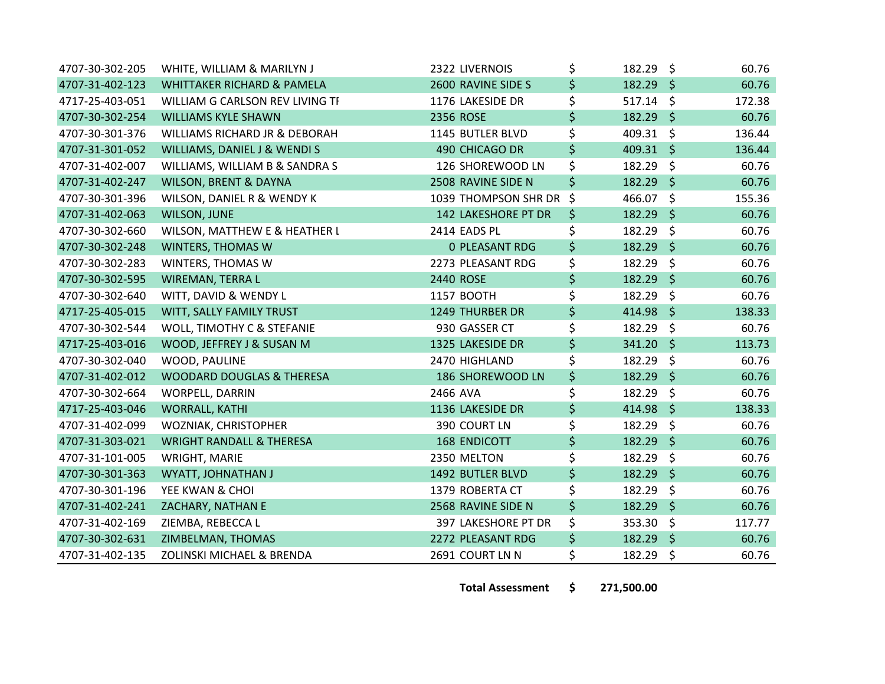| | | | | |
|---|---|---|---|---|
| 4707-30-302-205 | WHITE, WILLIAM & MARILYN J | 2322 LIVERNOIS | $ 182.29 | $ 60.76 |
| 4707-31-402-123 | WHITTAKER RICHARD & PAMELA | 2600 RAVINE SIDE S | $ 182.29 | $ 60.76 |
| 4717-25-403-051 | WILLIAM G CARLSON REV LIVING TI | 1176 LAKESIDE DR | $ 517.14 | $ 172.38 |
| 4707-30-302-254 | WILLIAMS KYLE SHAWN | 2356 ROSE | $ 182.29 | $ 60.76 |
| 4707-30-301-376 | WILLIAMS RICHARD JR & DEBORAH | 1145 BUTLER BLVD | $ 409.31 | $ 136.44 |
| 4707-31-301-052 | WILLIAMS, DANIEL J & WENDI S | 490 CHICAGO DR | $ 409.31 | $ 136.44 |
| 4707-31-402-007 | WILLIAMS, WILLIAM B & SANDRA S | 126 SHOREWOOD LN | $ 182.29 | $ 60.76 |
| 4707-31-402-247 | WILSON, BRENT & DAYNA | 2508 RAVINE SIDE N | $ 182.29 | $ 60.76 |
| 4707-30-301-396 | WILSON, DANIEL R & WENDY K | 1039 THOMPSON SHR DR | $ 466.07 | $ 155.36 |
| 4707-31-402-063 | WILSON, JUNE | 142 LAKESHORE PT DR | $ 182.29 | $ 60.76 |
| 4707-30-302-660 | WILSON, MATTHEW E & HEATHER L | 2414 EADS PL | $ 182.29 | $ 60.76 |
| 4707-30-302-248 | WINTERS, THOMAS W | 0 PLEASANT RDG | $ 182.29 | $ 60.76 |
| 4707-30-302-283 | WINTERS, THOMAS W | 2273 PLEASANT RDG | $ 182.29 | $ 60.76 |
| 4707-30-302-595 | WIREMAN, TERRA L | 2440 ROSE | $ 182.29 | $ 60.76 |
| 4707-30-302-640 | WITT, DAVID & WENDY L | 1157 BOOTH | $ 182.29 | $ 60.76 |
| 4717-25-405-015 | WITT, SALLY FAMILY TRUST | 1249 THURBER DR | $ 414.98 | $ 138.33 |
| 4707-30-302-544 | WOLL, TIMOTHY C & STEFANIE | 930 GASSER CT | $ 182.29 | $ 60.76 |
| 4717-25-403-016 | WOOD, JEFFREY J & SUSAN M | 1325 LAKESIDE DR | $ 341.20 | $ 113.73 |
| 4707-30-302-040 | WOOD, PAULINE | 2470 HIGHLAND | $ 182.29 | $ 60.76 |
| 4707-31-402-012 | WOODARD DOUGLAS & THERESA | 186 SHOREWOOD LN | $ 182.29 | $ 60.76 |
| 4707-30-302-664 | WORPELL, DARRIN | 2466 AVA | $ 182.29 | $ 60.76 |
| 4717-25-403-046 | WORRALL, KATHI | 1136 LAKESIDE DR | $ 414.98 | $ 138.33 |
| 4707-31-402-099 | WOZNIAK, CHRISTOPHER | 390 COURT LN | $ 182.29 | $ 60.76 |
| 4707-31-303-021 | WRIGHT RANDALL & THERESA | 168 ENDICOTT | $ 182.29 | $ 60.76 |
| 4707-31-101-005 | WRIGHT, MARIE | 2350 MELTON | $ 182.29 | $ 60.76 |
| 4707-30-301-363 | WYATT, JOHNATHAN J | 1492 BUTLER BLVD | $ 182.29 | $ 60.76 |
| 4707-30-301-196 | YEE KWAN & CHOI | 1379 ROBERTA CT | $ 182.29 | $ 60.76 |
| 4707-31-402-241 | ZACHARY, NATHAN E | 2568 RAVINE SIDE N | $ 182.29 | $ 60.76 |
| 4707-31-402-169 | ZIEMBA, REBECCA L | 397 LAKESHORE PT DR | $ 353.30 | $ 117.77 |
| 4707-30-302-631 | ZIMBELMAN, THOMAS | 2272 PLEASANT RDG | $ 182.29 | $ 60.76 |
| 4707-31-402-135 | ZOLINSKI MICHAEL & BRENDA | 2691 COURT LN N | $ 182.29 | $ 60.76 |
| | | **Total Assessment** | **$ 271,500.00** | |